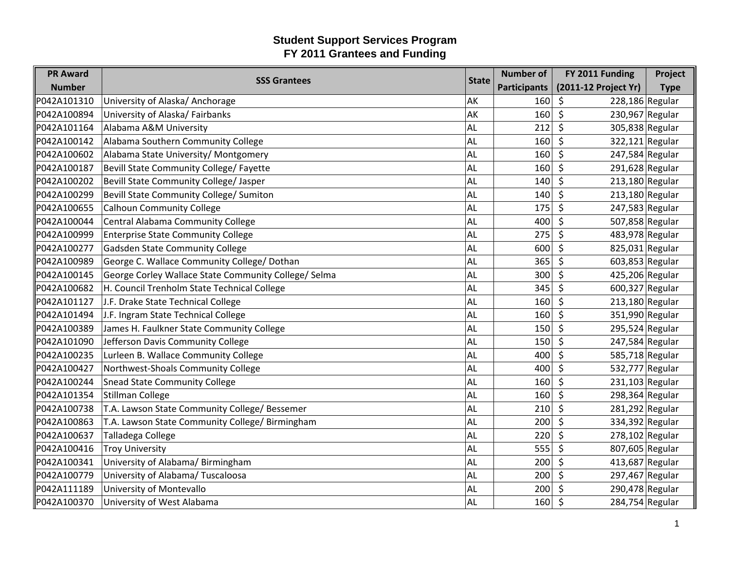# Student Support Services Program
## FY 2011 Grantees and Funding

| PR Award Number | SSS Grantees | State | Number of Participants | FY 2011 Funding (2011-12 Project Yr) | Project Type |
|---|---|---|---|---|---|
| P042A101310 | University of Alaska/ Anchorage | AK | 160 | $ 228,186 | Regular |
| P042A100894 | University of Alaska/ Fairbanks | AK | 160 | $ 230,967 | Regular |
| P042A101164 | Alabama A&M University | AL | 212 | $ 305,838 | Regular |
| P042A100142 | Alabama Southern Community College | AL | 160 | $ 322,121 | Regular |
| P042A100602 | Alabama State University/ Montgomery | AL | 160 | $ 247,584 | Regular |
| P042A100187 | Bevill State Community College/ Fayette | AL | 160 | $ 291,628 | Regular |
| P042A100202 | Bevill State Community College/ Jasper | AL | 140 | $ 213,180 | Regular |
| P042A100299 | Bevill State Community College/ Sumiton | AL | 140 | $ 213,180 | Regular |
| P042A100655 | Calhoun Community College | AL | 175 | $ 247,583 | Regular |
| P042A100044 | Central Alabama Community College | AL | 400 | $ 507,858 | Regular |
| P042A100999 | Enterprise State Community College | AL | 275 | $ 483,978 | Regular |
| P042A100277 | Gadsden State Community College | AL | 600 | $ 825,031 | Regular |
| P042A100989 | George C. Wallace Community College/ Dothan | AL | 365 | $ 603,853 | Regular |
| P042A100145 | George Corley Wallace State Community College/ Selma | AL | 300 | $ 425,206 | Regular |
| P042A100682 | H. Council Trenholm State Technical College | AL | 345 | $ 600,327 | Regular |
| P042A101127 | J.F. Drake State Technical College | AL | 160 | $ 213,180 | Regular |
| P042A101494 | J.F. Ingram State Technical College | AL | 160 | $ 351,990 | Regular |
| P042A100389 | James H. Faulkner State Community College | AL | 150 | $ 295,524 | Regular |
| P042A101090 | Jefferson Davis Community College | AL | 150 | $ 247,584 | Regular |
| P042A100235 | Lurleen B. Wallace Community College | AL | 400 | $ 585,718 | Regular |
| P042A100427 | Northwest-Shoals Community College | AL | 400 | $ 532,777 | Regular |
| P042A100244 | Snead State Community College | AL | 160 | $ 231,103 | Regular |
| P042A101354 | Stillman College | AL | 160 | $ 298,364 | Regular |
| P042A100738 | T.A. Lawson State Community College/ Bessemer | AL | 210 | $ 281,292 | Regular |
| P042A100863 | T.A. Lawson State Community College/ Birmingham | AL | 200 | $ 334,392 | Regular |
| P042A100637 | Talladega College | AL | 220 | $ 278,102 | Regular |
| P042A100416 | Troy University | AL | 555 | $ 807,605 | Regular |
| P042A100341 | University of Alabama/ Birmingham | AL | 200 | $ 413,687 | Regular |
| P042A100779 | University of Alabama/ Tuscaloosa | AL | 200 | $ 297,467 | Regular |
| P042A111189 | University of Montevallo | AL | 200 | $ 290,478 | Regular |
| P042A100370 | University of West Alabama | AL | 160 | $ 284,754 | Regular |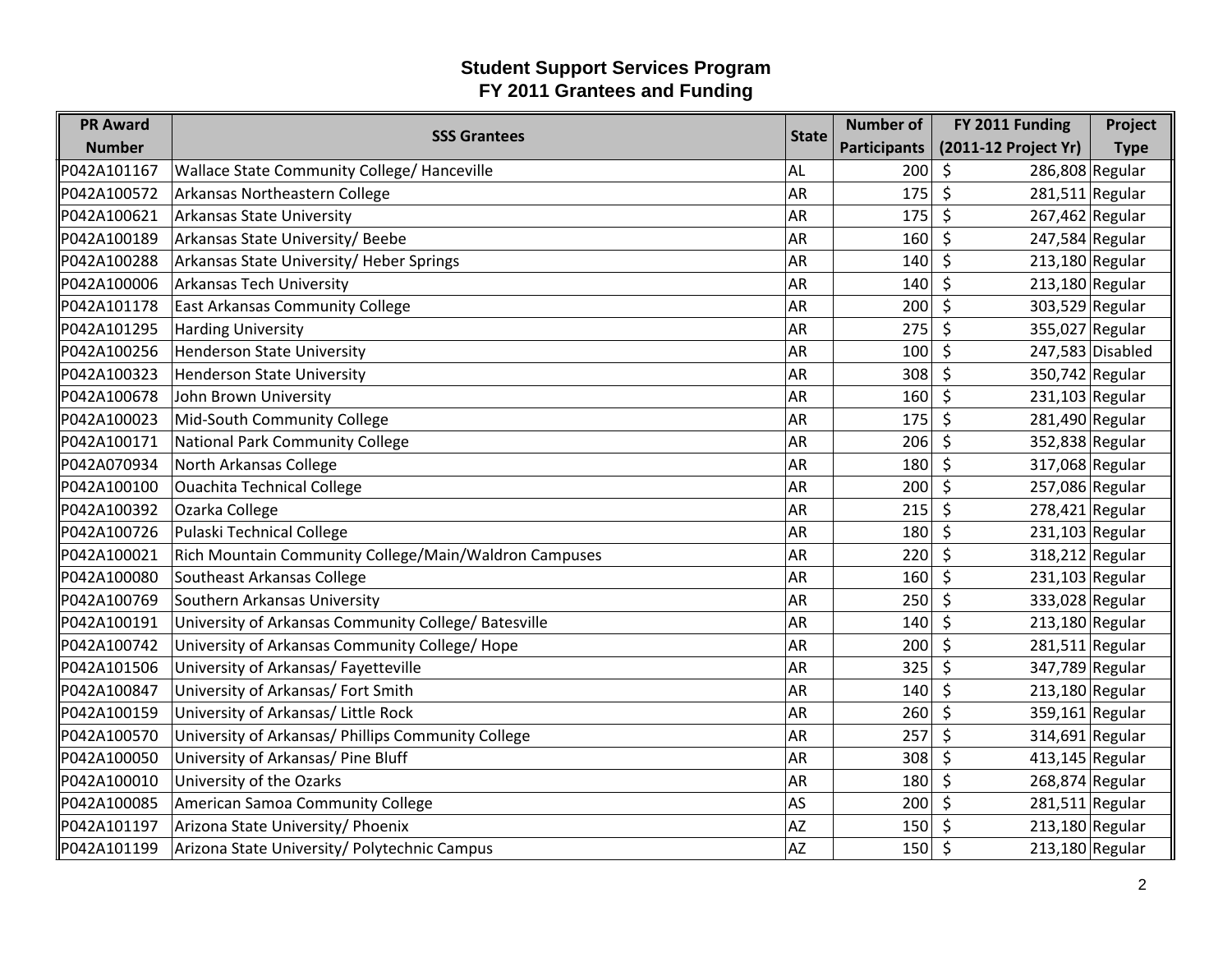# Student Support Services Program
## FY 2011 Grantees and Funding

| PR Award Number | SSS Grantees | State | Number of Participants | FY 2011 Funding (2011-12 Project Yr) | Project Type |
|---|---|---|---|---|---|
| P042A101167 | Wallace State Community College/ Hanceville | AL | 200 | $ 286,808 | Regular |
| P042A100572 | Arkansas Northeastern College | AR | 175 | $ 281,511 | Regular |
| P042A100621 | Arkansas State University | AR | 175 | $ 267,462 | Regular |
| P042A100189 | Arkansas State University/ Beebe | AR | 160 | $ 247,584 | Regular |
| P042A100288 | Arkansas State University/ Heber Springs | AR | 140 | $ 213,180 | Regular |
| P042A100006 | Arkansas Tech University | AR | 140 | $ 213,180 | Regular |
| P042A101178 | East Arkansas Community College | AR | 200 | $ 303,529 | Regular |
| P042A101295 | Harding University | AR | 275 | $ 355,027 | Regular |
| P042A100256 | Henderson State University | AR | 100 | $ 247,583 | Disabled |
| P042A100323 | Henderson State University | AR | 308 | $ 350,742 | Regular |
| P042A100678 | John Brown University | AR | 160 | $ 231,103 | Regular |
| P042A100023 | Mid-South Community College | AR | 175 | $ 281,490 | Regular |
| P042A100171 | National Park Community College | AR | 206 | $ 352,838 | Regular |
| P042A070934 | North Arkansas College | AR | 180 | $ 317,068 | Regular |
| P042A100100 | Ouachita Technical College | AR | 200 | $ 257,086 | Regular |
| P042A100392 | Ozarka College | AR | 215 | $ 278,421 | Regular |
| P042A100726 | Pulaski Technical College | AR | 180 | $ 231,103 | Regular |
| P042A100021 | Rich Mountain Community College/Main/Waldron Campuses | AR | 220 | $ 318,212 | Regular |
| P042A100080 | Southeast Arkansas College | AR | 160 | $ 231,103 | Regular |
| P042A100769 | Southern Arkansas University | AR | 250 | $ 333,028 | Regular |
| P042A100191 | University of Arkansas Community College/ Batesville | AR | 140 | $ 213,180 | Regular |
| P042A100742 | University of Arkansas Community College/ Hope | AR | 200 | $ 281,511 | Regular |
| P042A101506 | University of Arkansas/ Fayetteville | AR | 325 | $ 347,789 | Regular |
| P042A100847 | University of Arkansas/ Fort Smith | AR | 140 | $ 213,180 | Regular |
| P042A100159 | University of Arkansas/ Little Rock | AR | 260 | $ 359,161 | Regular |
| P042A100570 | University of Arkansas/ Phillips Community College | AR | 257 | $ 314,691 | Regular |
| P042A100050 | University of Arkansas/ Pine Bluff | AR | 308 | $ 413,145 | Regular |
| P042A100010 | University of the Ozarks | AR | 180 | $ 268,874 | Regular |
| P042A100085 | American Samoa Community College | AS | 200 | $ 281,511 | Regular |
| P042A101197 | Arizona State University/ Phoenix | AZ | 150 | $ 213,180 | Regular |
| P042A101199 | Arizona State University/ Polytechnic Campus | AZ | 150 | $ 213,180 | Regular |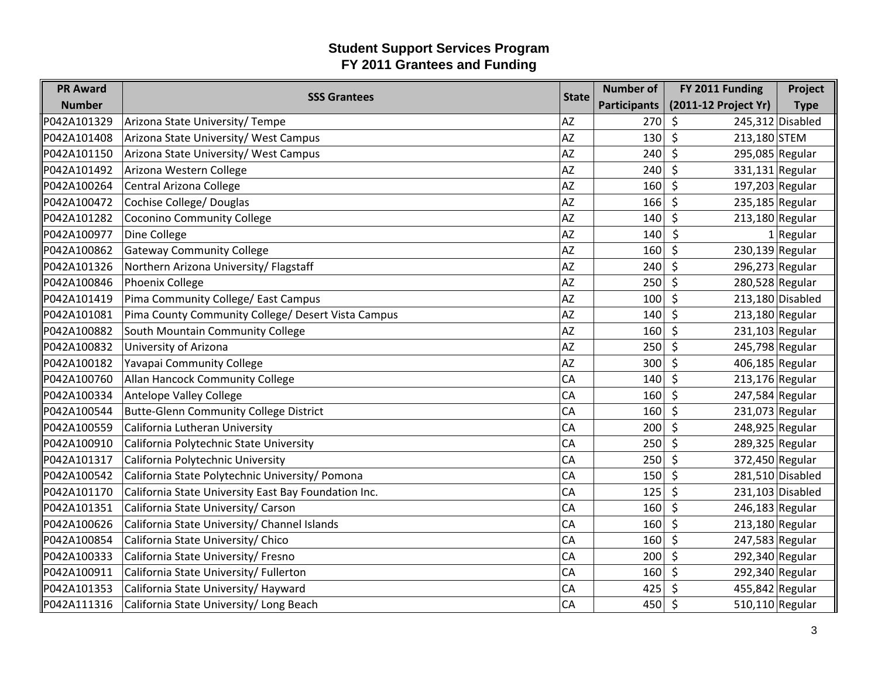# Student Support Services Program
## FY 2011 Grantees and Funding

| PR Award Number | SSS Grantees | State | Number of Participants | FY 2011 Funding (2011-12 Project Yr) | Project Type |
|---|---|---|---|---|---|
| P042A101329 | Arizona State University/ Tempe | AZ | 270 | $ 245,312 | Disabled |
| P042A101408 | Arizona State University/ West Campus | AZ | 130 | $ 213,180 | STEM |
| P042A101150 | Arizona State University/ West Campus | AZ | 240 | $ 295,085 | Regular |
| P042A101492 | Arizona Western College | AZ | 240 | $ 331,131 | Regular |
| P042A100264 | Central Arizona College | AZ | 160 | $ 197,203 | Regular |
| P042A100472 | Cochise College/ Douglas | AZ | 166 | $ 235,185 | Regular |
| P042A101282 | Coconino Community College | AZ | 140 | $ 213,180 | Regular |
| P042A100977 | Dine College | AZ | 140 | $ 1 | Regular |
| P042A100862 | Gateway Community College | AZ | 160 | $ 230,139 | Regular |
| P042A101326 | Northern Arizona University/ Flagstaff | AZ | 240 | $ 296,273 | Regular |
| P042A100846 | Phoenix College | AZ | 250 | $ 280,528 | Regular |
| P042A101419 | Pima Community College/ East Campus | AZ | 100 | $ 213,180 | Disabled |
| P042A101081 | Pima County Community College/ Desert Vista Campus | AZ | 140 | $ 213,180 | Regular |
| P042A100882 | South Mountain Community College | AZ | 160 | $ 231,103 | Regular |
| P042A100832 | University of Arizona | AZ | 250 | $ 245,798 | Regular |
| P042A100182 | Yavapai Community College | AZ | 300 | $ 406,185 | Regular |
| P042A100760 | Allan Hancock Community College | CA | 140 | $ 213,176 | Regular |
| P042A100334 | Antelope Valley College | CA | 160 | $ 247,584 | Regular |
| P042A100544 | Butte-Glenn Community College District | CA | 160 | $ 231,073 | Regular |
| P042A100559 | California Lutheran University | CA | 200 | $ 248,925 | Regular |
| P042A100910 | California Polytechnic State University | CA | 250 | $ 289,325 | Regular |
| P042A101317 | California Polytechnic University | CA | 250 | $ 372,450 | Regular |
| P042A100542 | California State Polytechnic University/ Pomona | CA | 150 | $ 281,510 | Disabled |
| P042A101170 | California State University East Bay Foundation Inc. | CA | 125 | $ 231,103 | Disabled |
| P042A101351 | California State University/ Carson | CA | 160 | $ 246,183 | Regular |
| P042A100626 | California State University/ Channel Islands | CA | 160 | $ 213,180 | Regular |
| P042A100854 | California State University/ Chico | CA | 160 | $ 247,583 | Regular |
| P042A100333 | California State University/ Fresno | CA | 200 | $ 292,340 | Regular |
| P042A100911 | California State University/ Fullerton | CA | 160 | $ 292,340 | Regular |
| P042A101353 | California State University/ Hayward | CA | 425 | $ 455,842 | Regular |
| P042A111316 | California State University/ Long Beach | CA | 450 | $ 510,110 | Regular |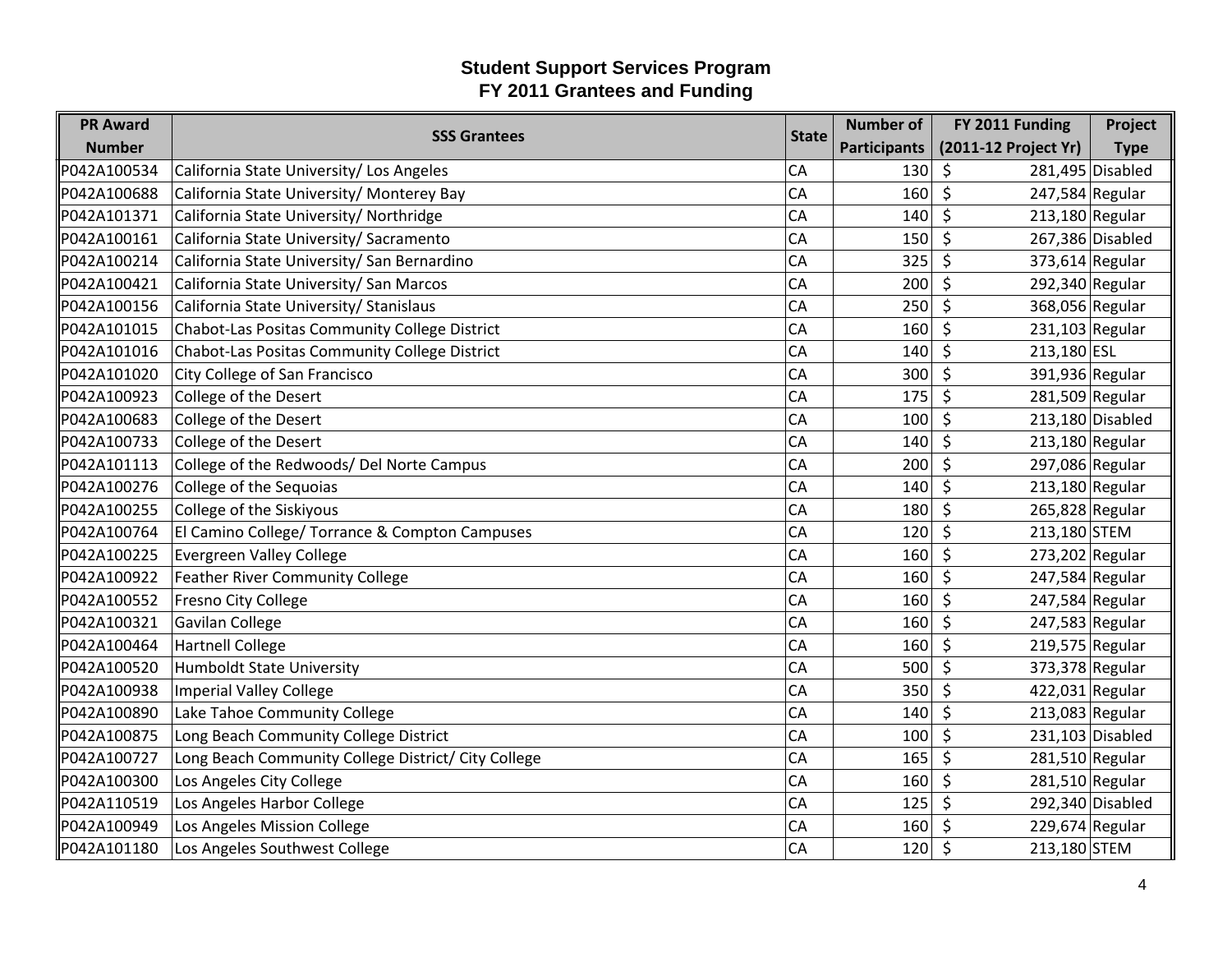# Student Support Services Program
## FY 2011 Grantees and Funding

| PR Award Number | SSS Grantees | State | Number of Participants | FY 2011 Funding (2011-12 Project Yr) | Project Type |
|---|---|---|---|---|---|
| P042A100534 | California State University/ Los Angeles | CA | 130 | $ 281,495 | Disabled |
| P042A100688 | California State University/ Monterey Bay | CA | 160 | $ 247,584 | Regular |
| P042A101371 | California State University/ Northridge | CA | 140 | $ 213,180 | Regular |
| P042A100161 | California State University/ Sacramento | CA | 150 | $ 267,386 | Disabled |
| P042A100214 | California State University/ San Bernardino | CA | 325 | $ 373,614 | Regular |
| P042A100421 | California State University/ San Marcos | CA | 200 | $ 292,340 | Regular |
| P042A100156 | California State University/ Stanislaus | CA | 250 | $ 368,056 | Regular |
| P042A101015 | Chabot-Las Positas Community College District | CA | 160 | $ 231,103 | Regular |
| P042A101016 | Chabot-Las Positas Community College District | CA | 140 | $ 213,180 | ESL |
| P042A101020 | City College of San Francisco | CA | 300 | $ 391,936 | Regular |
| P042A100923 | College of the Desert | CA | 175 | $ 281,509 | Regular |
| P042A100683 | College of the Desert | CA | 100 | $ 213,180 | Disabled |
| P042A100733 | College of the Desert | CA | 140 | $ 213,180 | Regular |
| P042A101113 | College of the Redwoods/ Del Norte Campus | CA | 200 | $ 297,086 | Regular |
| P042A100276 | College of the Sequoias | CA | 140 | $ 213,180 | Regular |
| P042A100255 | College of the Siskiyous | CA | 180 | $ 265,828 | Regular |
| P042A100764 | El Camino College/ Torrance & Compton Campuses | CA | 120 | $ 213,180 | STEM |
| P042A100225 | Evergreen Valley College | CA | 160 | $ 273,202 | Regular |
| P042A100922 | Feather River Community College | CA | 160 | $ 247,584 | Regular |
| P042A100552 | Fresno City College | CA | 160 | $ 247,584 | Regular |
| P042A100321 | Gavilan College | CA | 160 | $ 247,583 | Regular |
| P042A100464 | Hartnell College | CA | 160 | $ 219,575 | Regular |
| P042A100520 | Humboldt State University | CA | 500 | $ 373,378 | Regular |
| P042A100938 | Imperial Valley College | CA | 350 | $ 422,031 | Regular |
| P042A100890 | Lake Tahoe Community College | CA | 140 | $ 213,083 | Regular |
| P042A100875 | Long Beach Community College District | CA | 100 | $ 231,103 | Disabled |
| P042A100727 | Long Beach Community College District/ City College | CA | 165 | $ 281,510 | Regular |
| P042A100300 | Los Angeles City College | CA | 160 | $ 281,510 | Regular |
| P042A110519 | Los Angeles Harbor College | CA | 125 | $ 292,340 | Disabled |
| P042A100949 | Los Angeles Mission College | CA | 160 | $ 229,674 | Regular |
| P042A101180 | Los Angeles Southwest College | CA | 120 | $ 213,180 | STEM |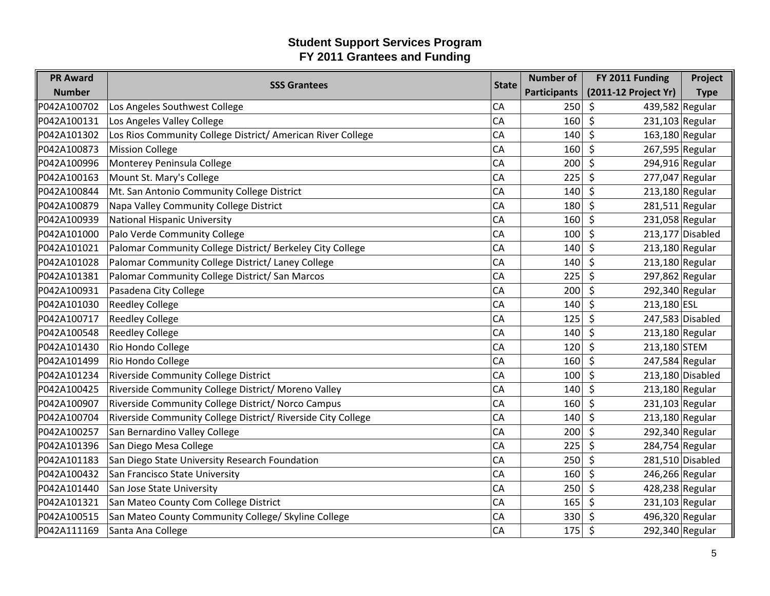## Student Support Services Program
## FY 2011 Grantees and Funding

| PR Award Number | SSS Grantees | State | Number of Participants | FY 2011 Funding (2011-12 Project Yr) | Project Type |
|---|---|---|---|---|---|
| P042A100702 | Los Angeles Southwest College | CA | 250 | $ 439,582 | Regular |
| P042A100131 | Los Angeles Valley College | CA | 160 | $ 231,103 | Regular |
| P042A101302 | Los Rios Community College District/ American River College | CA | 140 | $ 163,180 | Regular |
| P042A100873 | Mission College | CA | 160 | $ 267,595 | Regular |
| P042A100996 | Monterey Peninsula College | CA | 200 | $ 294,916 | Regular |
| P042A100163 | Mount St. Mary's College | CA | 225 | $ 277,047 | Regular |
| P042A100844 | Mt. San Antonio Community College District | CA | 140 | $ 213,180 | Regular |
| P042A100879 | Napa Valley Community College District | CA | 180 | $ 281,511 | Regular |
| P042A100939 | National Hispanic University | CA | 160 | $ 231,058 | Regular |
| P042A101000 | Palo Verde Community College | CA | 100 | $ 213,177 | Disabled |
| P042A101021 | Palomar Community College District/ Berkeley City College | CA | 140 | $ 213,180 | Regular |
| P042A101028 | Palomar Community College District/ Laney College | CA | 140 | $ 213,180 | Regular |
| P042A101381 | Palomar Community College District/ San Marcos | CA | 225 | $ 297,862 | Regular |
| P042A100931 | Pasadena City College | CA | 200 | $ 292,340 | Regular |
| P042A101030 | Reedley College | CA | 140 | $ 213,180 | ESL |
| P042A100717 | Reedley College | CA | 125 | $ 247,583 | Disabled |
| P042A100548 | Reedley College | CA | 140 | $ 213,180 | Regular |
| P042A101430 | Rio Hondo College | CA | 120 | $ 213,180 | STEM |
| P042A101499 | Rio Hondo College | CA | 160 | $ 247,584 | Regular |
| P042A101234 | Riverside Community College District | CA | 100 | $ 213,180 | Disabled |
| P042A100425 | Riverside Community College District/ Moreno Valley | CA | 140 | $ 213,180 | Regular |
| P042A100907 | Riverside Community College District/ Norco Campus | CA | 160 | $ 231,103 | Regular |
| P042A100704 | Riverside Community College District/ Riverside City College | CA | 140 | $ 213,180 | Regular |
| P042A100257 | San Bernardino Valley College | CA | 200 | $ 292,340 | Regular |
| P042A101396 | San Diego Mesa College | CA | 225 | $ 284,754 | Regular |
| P042A101183 | San Diego State University Research Foundation | CA | 250 | $ 281,510 | Disabled |
| P042A100432 | San Francisco State University | CA | 160 | $ 246,266 | Regular |
| P042A101440 | San Jose State University | CA | 250 | $ 428,238 | Regular |
| P042A101321 | San Mateo County Com College District | CA | 165 | $ 231,103 | Regular |
| P042A100515 | San Mateo County Community College/ Skyline College | CA | 330 | $ 496,320 | Regular |
| P042A111169 | Santa Ana College | CA | 175 | $ 292,340 | Regular |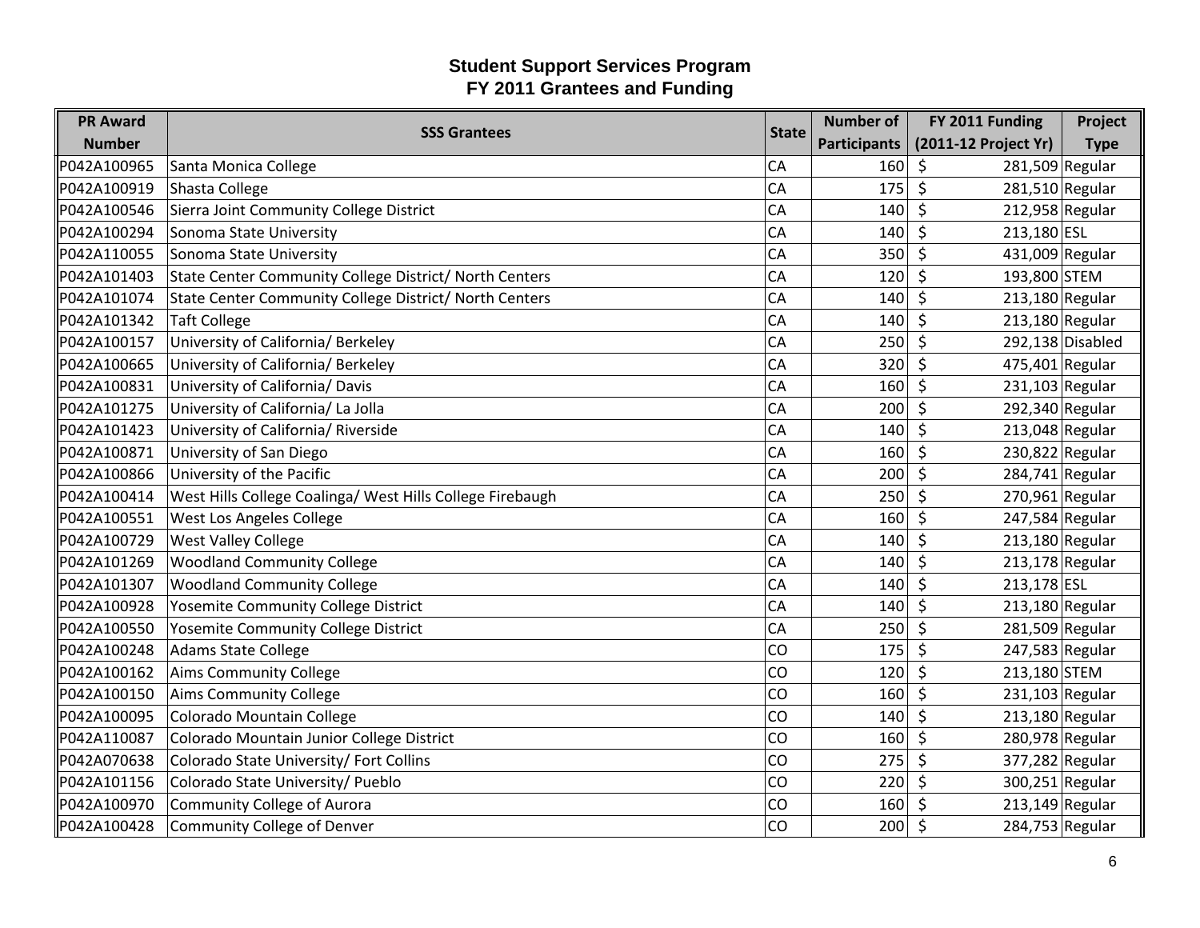# Student Support Services Program
## FY 2011 Grantees and Funding

| PR Award Number | SSS Grantees | State | Number of Participants | FY 2011 Funding (2011-12 Project Yr) | Project Type |
|---|---|---|---|---|---|
| P042A100965 | Santa Monica College | CA | 160 | $ 281,509 | Regular |
| P042A100919 | Shasta College | CA | 175 | $ 281,510 | Regular |
| P042A100546 | Sierra Joint Community College District | CA | 140 | $ 212,958 | Regular |
| P042A100294 | Sonoma State University | CA | 140 | $ 213,180 | ESL |
| P042A110055 | Sonoma State University | CA | 350 | $ 431,009 | Regular |
| P042A101403 | State Center Community College District/ North Centers | CA | 120 | $ 193,800 | STEM |
| P042A101074 | State Center Community College District/ North Centers | CA | 140 | $ 213,180 | Regular |
| P042A101342 | Taft College | CA | 140 | $ 213,180 | Regular |
| P042A100157 | University of California/ Berkeley | CA | 250 | $ 292,138 | Disabled |
| P042A100665 | University of California/ Berkeley | CA | 320 | $ 475,401 | Regular |
| P042A100831 | University of California/ Davis | CA | 160 | $ 231,103 | Regular |
| P042A101275 | University of California/ La Jolla | CA | 200 | $ 292,340 | Regular |
| P042A101423 | University of California/ Riverside | CA | 140 | $ 213,048 | Regular |
| P042A100871 | University of San Diego | CA | 160 | $ 230,822 | Regular |
| P042A100866 | University of the Pacific | CA | 200 | $ 284,741 | Regular |
| P042A100414 | West Hills College Coalinga/ West Hills College Firebaugh | CA | 250 | $ 270,961 | Regular |
| P042A100551 | West Los Angeles College | CA | 160 | $ 247,584 | Regular |
| P042A100729 | West Valley College | CA | 140 | $ 213,180 | Regular |
| P042A101269 | Woodland Community College | CA | 140 | $ 213,178 | Regular |
| P042A101307 | Woodland Community College | CA | 140 | $ 213,178 | ESL |
| P042A100928 | Yosemite Community College District | CA | 140 | $ 213,180 | Regular |
| P042A100550 | Yosemite Community College District | CA | 250 | $ 281,509 | Regular |
| P042A100248 | Adams State College | CO | 175 | $ 247,583 | Regular |
| P042A100162 | Aims Community College | CO | 120 | $ 213,180 | STEM |
| P042A100150 | Aims Community College | CO | 160 | $ 231,103 | Regular |
| P042A100095 | Colorado Mountain College | CO | 140 | $ 213,180 | Regular |
| P042A110087 | Colorado Mountain Junior College District | CO | 160 | $ 280,978 | Regular |
| P042A070638 | Colorado State University/ Fort Collins | CO | 275 | $ 377,282 | Regular |
| P042A101156 | Colorado State University/ Pueblo | CO | 220 | $ 300,251 | Regular |
| P042A100970 | Community College of Aurora | CO | 160 | $ 213,149 | Regular |
| P042A100428 | Community College of Denver | CO | 200 | $ 284,753 | Regular |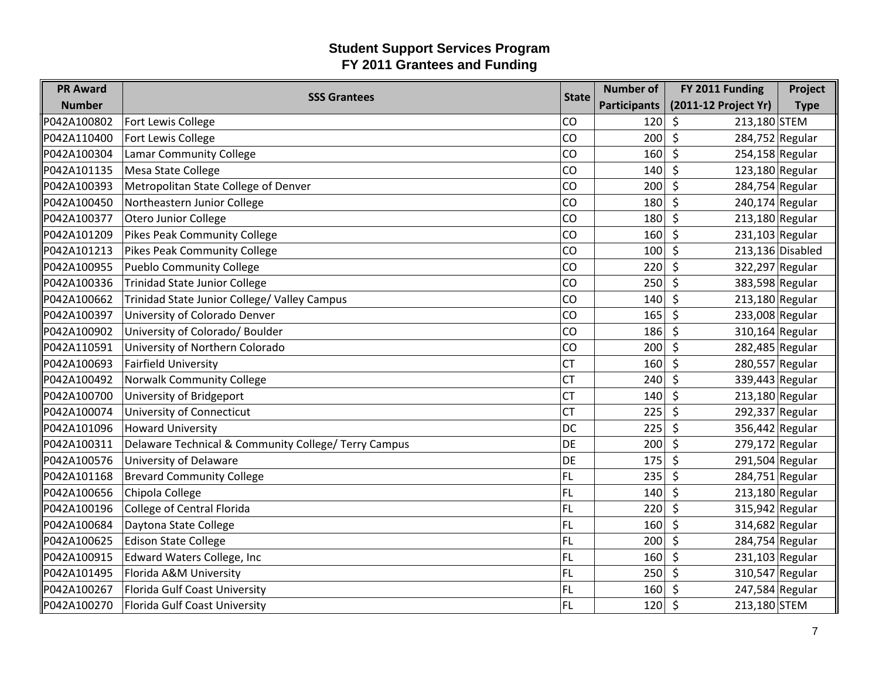# Student Support Services Program
## FY 2011 Grantees and Funding

| PR Award Number | SSS Grantees | State | Number of Participants | FY 2011 Funding (2011-12 Project Yr) | Project Type |
|---|---|---|---|---|---|
| P042A100802 | Fort Lewis College | CO | 120 | $ 213,180 | STEM |
| P042A110400 | Fort Lewis College | CO | 200 | $ 284,752 | Regular |
| P042A100304 | Lamar Community College | CO | 160 | $ 254,158 | Regular |
| P042A101135 | Mesa State College | CO | 140 | $ 123,180 | Regular |
| P042A100393 | Metropolitan State College of Denver | CO | 200 | $ 284,754 | Regular |
| P042A100450 | Northeastern Junior College | CO | 180 | $ 240,174 | Regular |
| P042A100377 | Otero Junior College | CO | 180 | $ 213,180 | Regular |
| P042A101209 | Pikes Peak Community College | CO | 160 | $ 231,103 | Regular |
| P042A101213 | Pikes Peak Community College | CO | 100 | $ 213,136 | Disabled |
| P042A100955 | Pueblo Community College | CO | 220 | $ 322,297 | Regular |
| P042A100336 | Trinidad State Junior College | CO | 250 | $ 383,598 | Regular |
| P042A100662 | Trinidad State Junior College/ Valley Campus | CO | 140 | $ 213,180 | Regular |
| P042A100397 | University of Colorado Denver | CO | 165 | $ 233,008 | Regular |
| P042A100902 | University of Colorado/ Boulder | CO | 186 | $ 310,164 | Regular |
| P042A110591 | University of Northern Colorado | CO | 200 | $ 282,485 | Regular |
| P042A100693 | Fairfield University | CT | 160 | $ 280,557 | Regular |
| P042A100492 | Norwalk Community College | CT | 240 | $ 339,443 | Regular |
| P042A100700 | University of Bridgeport | CT | 140 | $ 213,180 | Regular |
| P042A100074 | University of Connecticut | CT | 225 | $ 292,337 | Regular |
| P042A101096 | Howard University | DC | 225 | $ 356,442 | Regular |
| P042A100311 | Delaware Technical & Community College/ Terry Campus | DE | 200 | $ 279,172 | Regular |
| P042A100576 | University of Delaware | DE | 175 | $ 291,504 | Regular |
| P042A101168 | Brevard Community College | FL | 235 | $ 284,751 | Regular |
| P042A100656 | Chipola College | FL | 140 | $ 213,180 | Regular |
| P042A100196 | College of Central Florida | FL | 220 | $ 315,942 | Regular |
| P042A100684 | Daytona State College | FL | 160 | $ 314,682 | Regular |
| P042A100625 | Edison State College | FL | 200 | $ 284,754 | Regular |
| P042A100915 | Edward Waters College, Inc | FL | 160 | $ 231,103 | Regular |
| P042A101495 | Florida A&M University | FL | 250 | $ 310,547 | Regular |
| P042A100267 | Florida Gulf Coast University | FL | 160 | $ 247,584 | Regular |
| P042A100270 | Florida Gulf Coast University | FL | 120 | $ 213,180 | STEM |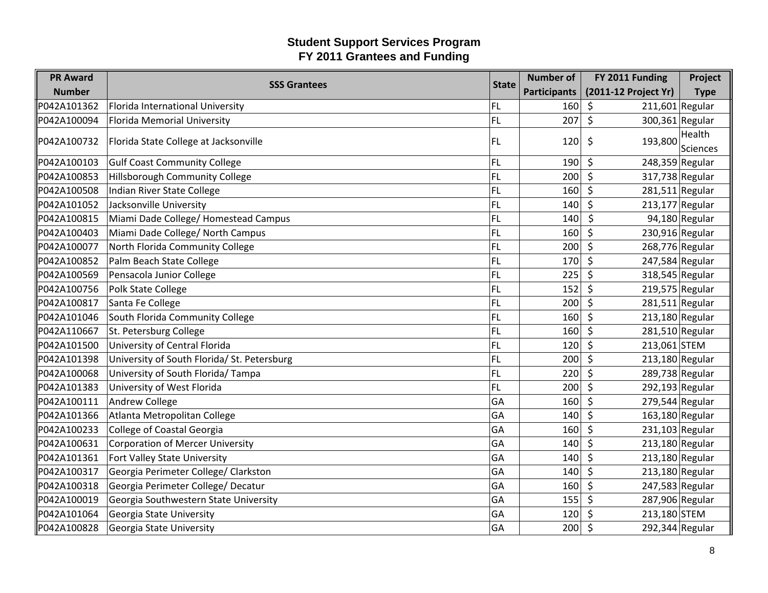# Student Support Services Program
## FY 2011 Grantees and Funding

| PR Award Number | SSS Grantees | State | Number of Participants | FY 2011 Funding (2011-12 Project Yr) | Project Type |
|---|---|---|---|---|---|
| P042A101362 | Florida International University | FL | 160 | $ 211,601 | Regular |
| P042A100094 | Florida Memorial University | FL | 207 | $ 300,361 | Regular |
| P042A100732 | Florida State College at Jacksonville | FL | 120 | $ 193,800 | Health Sciences |
| P042A100103 | Gulf Coast Community College | FL | 190 | $ 248,359 | Regular |
| P042A100853 | Hillsborough Community College | FL | 200 | $ 317,738 | Regular |
| P042A100508 | Indian River State College | FL | 160 | $ 281,511 | Regular |
| P042A101052 | Jacksonville University | FL | 140 | $ 213,177 | Regular |
| P042A100815 | Miami Dade College/ Homestead Campus | FL | 140 | $ 94,180 | Regular |
| P042A100403 | Miami Dade College/ North Campus | FL | 160 | $ 230,916 | Regular |
| P042A100077 | North Florida Community College | FL | 200 | $ 268,776 | Regular |
| P042A100852 | Palm Beach State College | FL | 170 | $ 247,584 | Regular |
| P042A100569 | Pensacola Junior College | FL | 225 | $ 318,545 | Regular |
| P042A100756 | Polk State College | FL | 152 | $ 219,575 | Regular |
| P042A100817 | Santa Fe College | FL | 200 | $ 281,511 | Regular |
| P042A101046 | South Florida Community College | FL | 160 | $ 213,180 | Regular |
| P042A110667 | St. Petersburg College | FL | 160 | $ 281,510 | Regular |
| P042A101500 | University of Central Florida | FL | 120 | $ 213,061 | STEM |
| P042A101398 | University of South Florida/ St. Petersburg | FL | 200 | $ 213,180 | Regular |
| P042A100068 | University of South Florida/ Tampa | FL | 220 | $ 289,738 | Regular |
| P042A101383 | University of West Florida | FL | 200 | $ 292,193 | Regular |
| P042A100111 | Andrew College | GA | 160 | $ 279,544 | Regular |
| P042A101366 | Atlanta Metropolitan College | GA | 140 | $ 163,180 | Regular |
| P042A100233 | College of Coastal Georgia | GA | 160 | $ 231,103 | Regular |
| P042A100631 | Corporation of Mercer University | GA | 140 | $ 213,180 | Regular |
| P042A101361 | Fort Valley State University | GA | 140 | $ 213,180 | Regular |
| P042A100317 | Georgia Perimeter College/ Clarkston | GA | 140 | $ 213,180 | Regular |
| P042A100318 | Georgia Perimeter College/ Decatur | GA | 160 | $ 247,583 | Regular |
| P042A100019 | Georgia Southwestern State University | GA | 155 | $ 287,906 | Regular |
| P042A101064 | Georgia State University | GA | 120 | $ 213,180 | STEM |
| P042A100828 | Georgia State University | GA | 200 | $ 292,344 | Regular |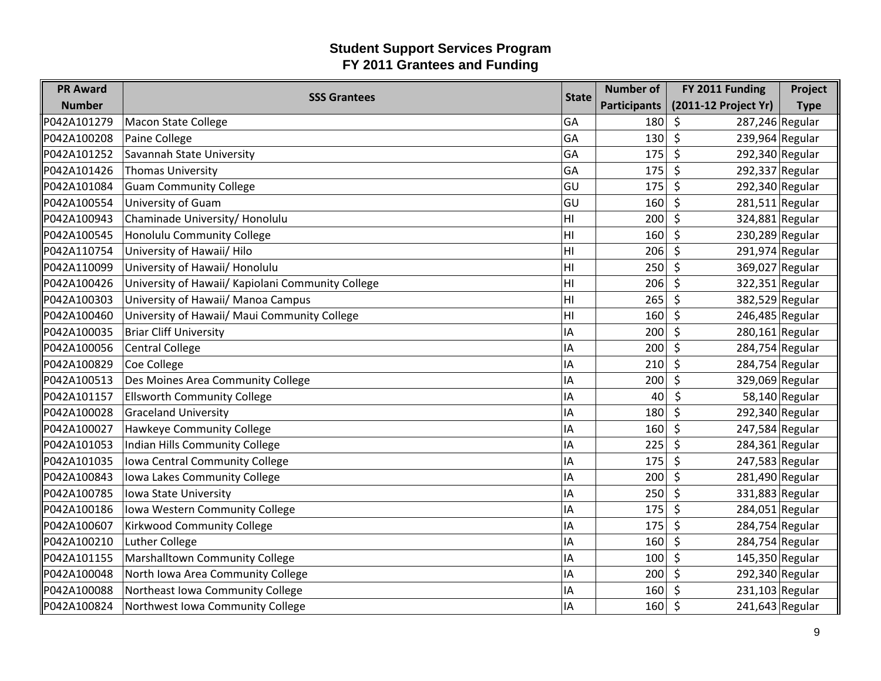## Student Support Services Program
## FY 2011 Grantees and Funding

| PR Award Number | SSS Grantees | State | Number of Participants | FY 2011 Funding (2011-12 Project Yr) | Project Type |
|---|---|---|---|---|---|
| P042A101279 | Macon State College | GA | 180 | $ 287,246 | Regular |
| P042A100208 | Paine College | GA | 130 | $ 239,964 | Regular |
| P042A101252 | Savannah State University | GA | 175 | $ 292,340 | Regular |
| P042A101426 | Thomas University | GA | 175 | $ 292,337 | Regular |
| P042A101084 | Guam Community College | GU | 175 | $ 292,340 | Regular |
| P042A100554 | University of Guam | GU | 160 | $ 281,511 | Regular |
| P042A100943 | Chaminade University/ Honolulu | HI | 200 | $ 324,881 | Regular |
| P042A100545 | Honolulu Community College | HI | 160 | $ 230,289 | Regular |
| P042A110754 | University of Hawaii/ Hilo | HI | 206 | $ 291,974 | Regular |
| P042A110099 | University of Hawaii/ Honolulu | HI | 250 | $ 369,027 | Regular |
| P042A100426 | University of Hawaii/ Kapiolani Community College | HI | 206 | $ 322,351 | Regular |
| P042A100303 | University of Hawaii/ Manoa Campus | HI | 265 | $ 382,529 | Regular |
| P042A100460 | University of Hawaii/ Maui Community College | HI | 160 | $ 246,485 | Regular |
| P042A100035 | Briar Cliff University | IA | 200 | $ 280,161 | Regular |
| P042A100056 | Central College | IA | 200 | $ 284,754 | Regular |
| P042A100829 | Coe College | IA | 210 | $ 284,754 | Regular |
| P042A100513 | Des Moines Area Community College | IA | 200 | $ 329,069 | Regular |
| P042A101157 | Ellsworth Community College | IA | 40 | $ 58,140 | Regular |
| P042A100028 | Graceland University | IA | 180 | $ 292,340 | Regular |
| P042A100027 | Hawkeye Community College | IA | 160 | $ 247,584 | Regular |
| P042A101053 | Indian Hills Community College | IA | 225 | $ 284,361 | Regular |
| P042A101035 | Iowa Central Community College | IA | 175 | $ 247,583 | Regular |
| P042A100843 | Iowa Lakes Community College | IA | 200 | $ 281,490 | Regular |
| P042A100785 | Iowa State University | IA | 250 | $ 331,883 | Regular |
| P042A100186 | Iowa Western Community College | IA | 175 | $ 284,051 | Regular |
| P042A100607 | Kirkwood Community College | IA | 175 | $ 284,754 | Regular |
| P042A100210 | Luther College | IA | 160 | $ 284,754 | Regular |
| P042A101155 | Marshalltown Community College | IA | 100 | $ 145,350 | Regular |
| P042A100048 | North Iowa Area Community College | IA | 200 | $ 292,340 | Regular |
| P042A100088 | Northeast Iowa Community College | IA | 160 | $ 231,103 | Regular |
| P042A100824 | Northwest Iowa Community College | IA | 160 | $ 241,643 | Regular |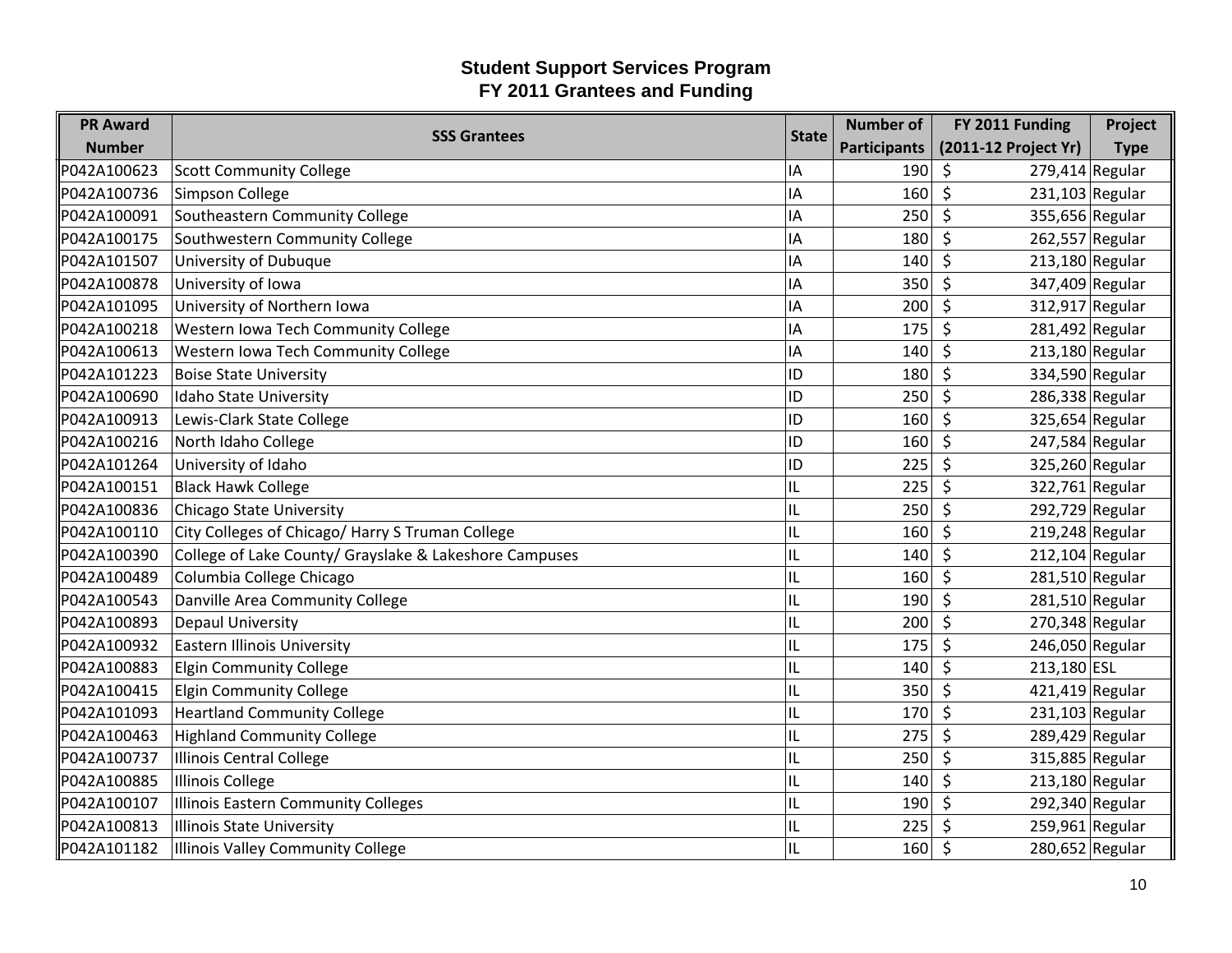# Student Support Services Program
## FY 2011 Grantees and Funding

| PR Award Number | SSS Grantees | State | Number of Participants | FY 2011 Funding (2011-12 Project Yr) | Project Type |
|---|---|---|---|---|---|
| P042A100623 | Scott Community College | IA | 190 | $ 279,414 | Regular |
| P042A100736 | Simpson College | IA | 160 | $ 231,103 | Regular |
| P042A100091 | Southeastern Community College | IA | 250 | $ 355,656 | Regular |
| P042A100175 | Southwestern Community College | IA | 180 | $ 262,557 | Regular |
| P042A101507 | University of Dubuque | IA | 140 | $ 213,180 | Regular |
| P042A100878 | University of Iowa | IA | 350 | $ 347,409 | Regular |
| P042A101095 | University of Northern Iowa | IA | 200 | $ 312,917 | Regular |
| P042A100218 | Western Iowa Tech Community College | IA | 175 | $ 281,492 | Regular |
| P042A100613 | Western Iowa Tech Community College | IA | 140 | $ 213,180 | Regular |
| P042A101223 | Boise State University | ID | 180 | $ 334,590 | Regular |
| P042A100690 | Idaho State University | ID | 250 | $ 286,338 | Regular |
| P042A100913 | Lewis-Clark State College | ID | 160 | $ 325,654 | Regular |
| P042A100216 | North Idaho College | ID | 160 | $ 247,584 | Regular |
| P042A101264 | University of Idaho | ID | 225 | $ 325,260 | Regular |
| P042A100151 | Black Hawk College | IL | 225 | $ 322,761 | Regular |
| P042A100836 | Chicago State University | IL | 250 | $ 292,729 | Regular |
| P042A100110 | City Colleges of Chicago/ Harry S Truman College | IL | 160 | $ 219,248 | Regular |
| P042A100390 | College of Lake County/ Grayslake & Lakeshore Campuses | IL | 140 | $ 212,104 | Regular |
| P042A100489 | Columbia College Chicago | IL | 160 | $ 281,510 | Regular |
| P042A100543 | Danville Area Community College | IL | 190 | $ 281,510 | Regular |
| P042A100893 | Depaul University | IL | 200 | $ 270,348 | Regular |
| P042A100932 | Eastern Illinois University | IL | 175 | $ 246,050 | Regular |
| P042A100883 | Elgin Community College | IL | 140 | $ 213,180 | ESL |
| P042A100415 | Elgin Community College | IL | 350 | $ 421,419 | Regular |
| P042A101093 | Heartland Community College | IL | 170 | $ 231,103 | Regular |
| P042A100463 | Highland Community College | IL | 275 | $ 289,429 | Regular |
| P042A100737 | Illinois Central College | IL | 250 | $ 315,885 | Regular |
| P042A100885 | Illinois College | IL | 140 | $ 213,180 | Regular |
| P042A100107 | Illinois Eastern Community Colleges | IL | 190 | $ 292,340 | Regular |
| P042A100813 | Illinois State University | IL | 225 | $ 259,961 | Regular |
| P042A101182 | Illinois Valley Community College | IL | 160 | $ 280,652 | Regular |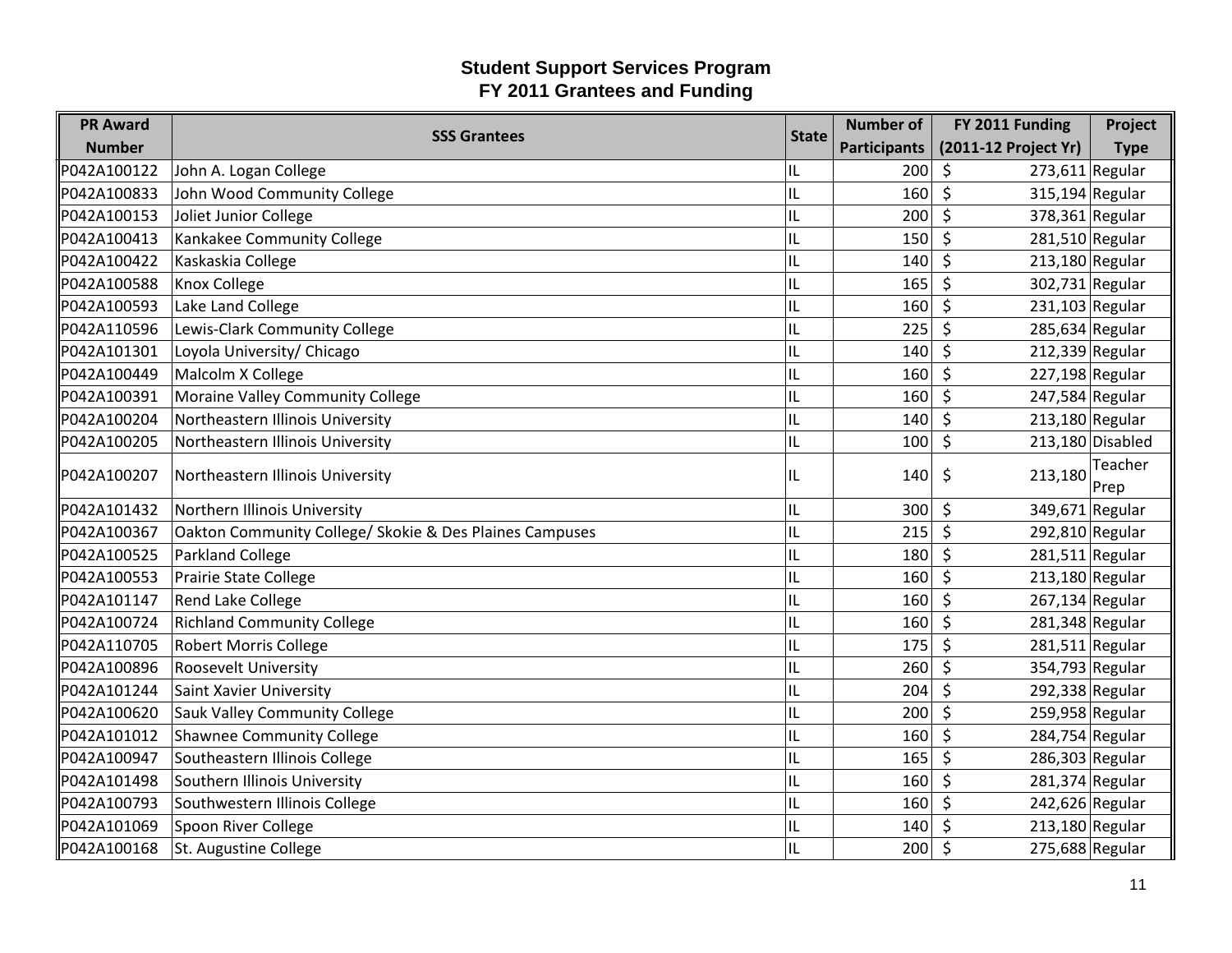# Student Support Services Program
## FY 2011 Grantees and Funding

| PR Award Number | SSS Grantees | State | Number of Participants | FY 2011 Funding (2011-12 Project Yr) | Project Type |
|---|---|---|---|---|---|
| P042A100122 | John A. Logan College | IL | 200 | $ 273,611 | Regular |
| P042A100833 | John Wood Community College | IL | 160 | $ 315,194 | Regular |
| P042A100153 | Joliet Junior College | IL | 200 | $ 378,361 | Regular |
| P042A100413 | Kankakee Community College | IL | 150 | $ 281,510 | Regular |
| P042A100422 | Kaskaskia College | IL | 140 | $ 213,180 | Regular |
| P042A100588 | Knox College | IL | 165 | $ 302,731 | Regular |
| P042A100593 | Lake Land College | IL | 160 | $ 231,103 | Regular |
| P042A110596 | Lewis-Clark Community College | IL | 225 | $ 285,634 | Regular |
| P042A101301 | Loyola University/ Chicago | IL | 140 | $ 212,339 | Regular |
| P042A100449 | Malcolm X College | IL | 160 | $ 227,198 | Regular |
| P042A100391 | Moraine Valley Community College | IL | 160 | $ 247,584 | Regular |
| P042A100204 | Northeastern Illinois University | IL | 140 | $ 213,180 | Regular |
| P042A100205 | Northeastern Illinois University | IL | 100 | $ 213,180 | Disabled |
| P042A100207 | Northeastern Illinois University | IL | 140 | $ 213,180 | Teacher Prep |
| P042A101432 | Northern Illinois University | IL | 300 | $ 349,671 | Regular |
| P042A100367 | Oakton Community College/ Skokie & Des Plaines Campuses | IL | 215 | $ 292,810 | Regular |
| P042A100525 | Parkland College | IL | 180 | $ 281,511 | Regular |
| P042A100553 | Prairie State College | IL | 160 | $ 213,180 | Regular |
| P042A101147 | Rend Lake College | IL | 160 | $ 267,134 | Regular |
| P042A100724 | Richland Community College | IL | 160 | $ 281,348 | Regular |
| P042A110705 | Robert Morris College | IL | 175 | $ 281,511 | Regular |
| P042A100896 | Roosevelt University | IL | 260 | $ 354,793 | Regular |
| P042A101244 | Saint Xavier University | IL | 204 | $ 292,338 | Regular |
| P042A100620 | Sauk Valley Community College | IL | 200 | $ 259,958 | Regular |
| P042A101012 | Shawnee Community College | IL | 160 | $ 284,754 | Regular |
| P042A100947 | Southeastern Illinois College | IL | 165 | $ 286,303 | Regular |
| P042A101498 | Southern Illinois University | IL | 160 | $ 281,374 | Regular |
| P042A100793 | Southwestern Illinois College | IL | 160 | $ 242,626 | Regular |
| P042A101069 | Spoon River College | IL | 140 | $ 213,180 | Regular |
| P042A100168 | St. Augustine College | IL | 200 | $ 275,688 | Regular |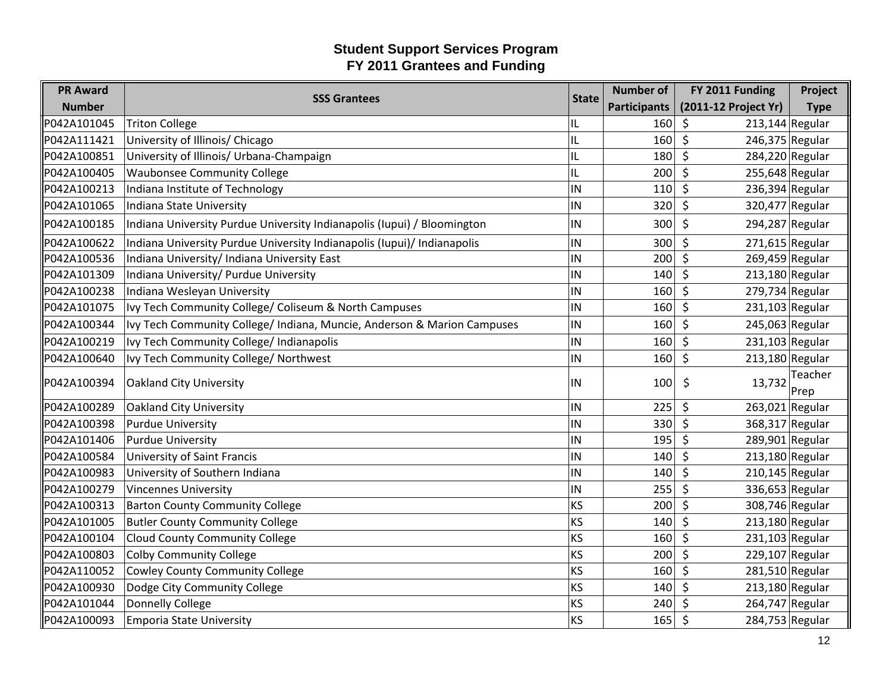## Student Support Services Program
## FY 2011 Grantees and Funding

| PR Award Number | SSS Grantees | State | Number of Participants | FY 2011 Funding (2011-12 Project Yr) | Project Type |
|---|---|---|---|---|---|
| P042A101045 | Triton College | IL | 160 | $ 213,144 | Regular |
| P042A111421 | University of Illinois/ Chicago | IL | 160 | $ 246,375 | Regular |
| P042A100851 | University of Illinois/ Urbana-Champaign | IL | 180 | $ 284,220 | Regular |
| P042A100405 | Waubonsee Community College | IL | 200 | $ 255,648 | Regular |
| P042A100213 | Indiana Institute of Technology | IN | 110 | $ 236,394 | Regular |
| P042A101065 | Indiana State University | IN | 320 | $ 320,477 | Regular |
| P042A100185 | Indiana University Purdue University Indianapolis (Iupui) / Bloomington | IN | 300 | $ 294,287 | Regular |
| P042A100622 | Indiana University Purdue University Indianapolis (Iupui)/ Indianapolis | IN | 300 | $ 271,615 | Regular |
| P042A100536 | Indiana University/ Indiana University East | IN | 200 | $ 269,459 | Regular |
| P042A101309 | Indiana University/ Purdue University | IN | 140 | $ 213,180 | Regular |
| P042A100238 | Indiana Wesleyan University | IN | 160 | $ 279,734 | Regular |
| P042A101075 | Ivy Tech Community College/ Coliseum & North Campuses | IN | 160 | $ 231,103 | Regular |
| P042A100344 | Ivy Tech Community College/ Indiana, Muncie, Anderson & Marion Campuses | IN | 160 | $ 245,063 | Regular |
| P042A100219 | Ivy Tech Community College/ Indianapolis | IN | 160 | $ 231,103 | Regular |
| P042A100640 | Ivy Tech Community College/ Northwest | IN | 160 | $ 213,180 | Regular |
| P042A100394 | Oakland City University | IN | 100 | $ 13,732 | Teacher Prep |
| P042A100289 | Oakland City University | IN | 225 | $ 263,021 | Regular |
| P042A100398 | Purdue University | IN | 330 | $ 368,317 | Regular |
| P042A101406 | Purdue University | IN | 195 | $ 289,901 | Regular |
| P042A100584 | University of Saint Francis | IN | 140 | $ 213,180 | Regular |
| P042A100983 | University of Southern Indiana | IN | 140 | $ 210,145 | Regular |
| P042A100279 | Vincennes University | IN | 255 | $ 336,653 | Regular |
| P042A100313 | Barton County Community College | KS | 200 | $ 308,746 | Regular |
| P042A101005 | Butler County Community College | KS | 140 | $ 213,180 | Regular |
| P042A100104 | Cloud County Community College | KS | 160 | $ 231,103 | Regular |
| P042A100803 | Colby Community College | KS | 200 | $ 229,107 | Regular |
| P042A110052 | Cowley County Community College | KS | 160 | $ 281,510 | Regular |
| P042A100930 | Dodge City Community College | KS | 140 | $ 213,180 | Regular |
| P042A101044 | Donnelly College | KS | 240 | $ 264,747 | Regular |
| P042A100093 | Emporia State University | KS | 165 | $ 284,753 | Regular |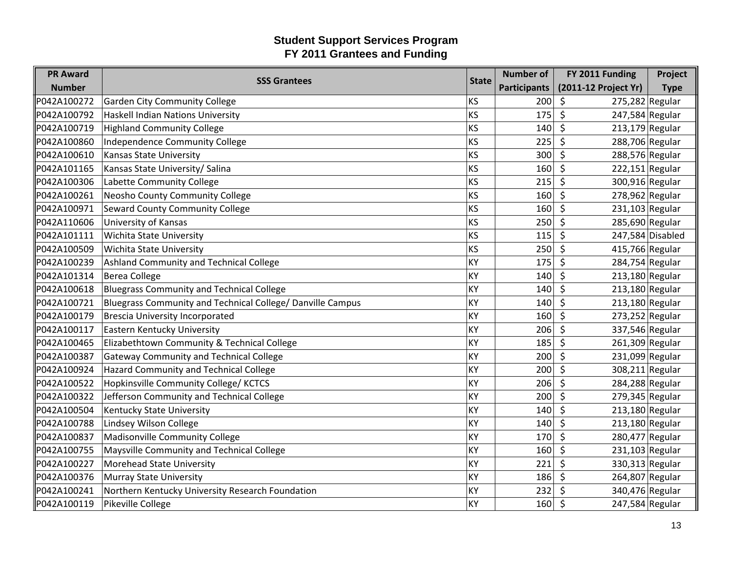# Student Support Services Program
## FY 2011 Grantees and Funding

| PR Award Number | SSS Grantees | State | Number of Participants | FY 2011 Funding (2011-12 Project Yr) | Project Type |
|---|---|---|---|---|---|
| P042A100272 | Garden City Community College | KS | 200 | $ 275,282 | Regular |
| P042A100792 | Haskell Indian Nations University | KS | 175 | $ 247,584 | Regular |
| P042A100719 | Highland Community College | KS | 140 | $ 213,179 | Regular |
| P042A100860 | Independence Community College | KS | 225 | $ 288,706 | Regular |
| P042A100610 | Kansas State University | KS | 300 | $ 288,576 | Regular |
| P042A101165 | Kansas State University/ Salina | KS | 160 | $ 222,151 | Regular |
| P042A100306 | Labette Community College | KS | 215 | $ 300,916 | Regular |
| P042A100261 | Neosho County Community College | KS | 160 | $ 278,962 | Regular |
| P042A100971 | Seward County Community College | KS | 160 | $ 231,103 | Regular |
| P042A110606 | University of Kansas | KS | 250 | $ 285,690 | Regular |
| P042A101111 | Wichita State University | KS | 115 | $ 247,584 | Disabled |
| P042A100509 | Wichita State University | KS | 250 | $ 415,766 | Regular |
| P042A100239 | Ashland Community and Technical College | KY | 175 | $ 284,754 | Regular |
| P042A101314 | Berea College | KY | 140 | $ 213,180 | Regular |
| P042A100618 | Bluegrass Community and Technical College | KY | 140 | $ 213,180 | Regular |
| P042A100721 | Bluegrass Community and Technical College/ Danville Campus | KY | 140 | $ 213,180 | Regular |
| P042A100179 | Brescia University Incorporated | KY | 160 | $ 273,252 | Regular |
| P042A100117 | Eastern Kentucky University | KY | 206 | $ 337,546 | Regular |
| P042A100465 | Elizabethtown Community & Technical College | KY | 185 | $ 261,309 | Regular |
| P042A100387 | Gateway Community and Technical College | KY | 200 | $ 231,099 | Regular |
| P042A100924 | Hazard Community and Technical College | KY | 200 | $ 308,211 | Regular |
| P042A100522 | Hopkinsville Community College/ KCTCS | KY | 206 | $ 284,288 | Regular |
| P042A100322 | Jefferson Community and Technical College | KY | 200 | $ 279,345 | Regular |
| P042A100504 | Kentucky State University | KY | 140 | $ 213,180 | Regular |
| P042A100788 | Lindsey Wilson College | KY | 140 | $ 213,180 | Regular |
| P042A100837 | Madisonville Community College | KY | 170 | $ 280,477 | Regular |
| P042A100755 | Maysville Community and Technical College | KY | 160 | $ 231,103 | Regular |
| P042A100227 | Morehead State University | KY | 221 | $ 330,313 | Regular |
| P042A100376 | Murray State University | KY | 186 | $ 264,807 | Regular |
| P042A100241 | Northern Kentucky University Research Foundation | KY | 232 | $ 340,476 | Regular |
| P042A100119 | Pikeville College | KY | 160 | $ 247,584 | Regular |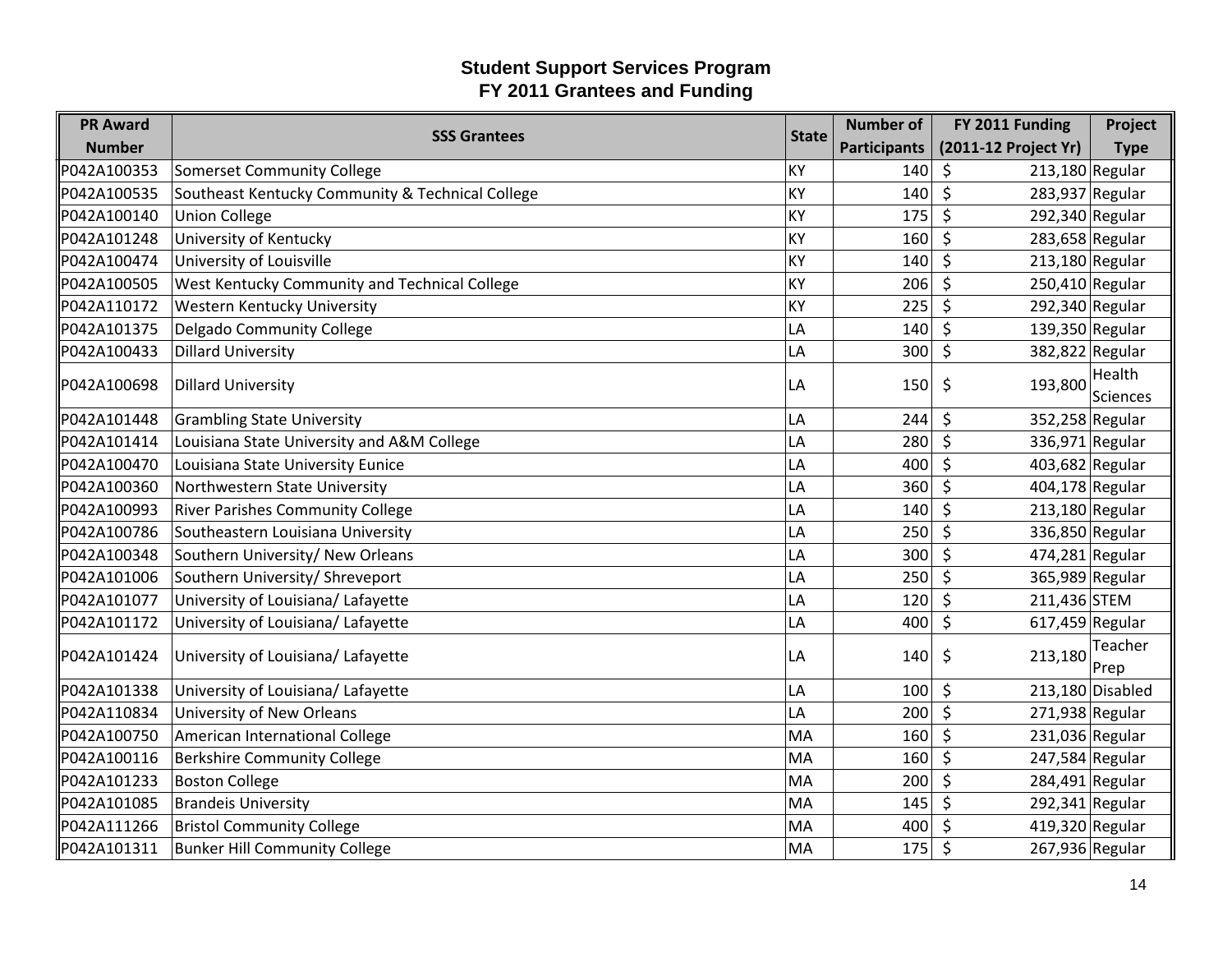## Student Support Services Program
## FY 2011 Grantees and Funding

| PR Award Number | SSS Grantees | State | Number of Participants | FY 2011 Funding (2011-12 Project Yr) | Project Type |
|---|---|---|---|---|---|
| P042A100353 | Somerset Community College | KY | 140 | $ 213,180 | Regular |
| P042A100535 | Southeast Kentucky Community & Technical College | KY | 140 | $ 283,937 | Regular |
| P042A100140 | Union College | KY | 175 | $ 292,340 | Regular |
| P042A101248 | University of Kentucky | KY | 160 | $ 283,658 | Regular |
| P042A100474 | University of Louisville | KY | 140 | $ 213,180 | Regular |
| P042A100505 | West Kentucky Community and Technical College | KY | 206 | $ 250,410 | Regular |
| P042A110172 | Western Kentucky University | KY | 225 | $ 292,340 | Regular |
| P042A101375 | Delgado Community College | LA | 140 | $ 139,350 | Regular |
| P042A100433 | Dillard University | LA | 300 | $ 382,822 | Regular |
| P042A100698 | Dillard University | LA | 150 | $ 193,800 | Health Sciences |
| P042A101448 | Grambling State University | LA | 244 | $ 352,258 | Regular |
| P042A101414 | Louisiana State University and A&M College | LA | 280 | $ 336,971 | Regular |
| P042A100470 | Louisiana State University Eunice | LA | 400 | $ 403,682 | Regular |
| P042A100360 | Northwestern State University | LA | 360 | $ 404,178 | Regular |
| P042A100993 | River Parishes Community College | LA | 140 | $ 213,180 | Regular |
| P042A100786 | Southeastern Louisiana University | LA | 250 | $ 336,850 | Regular |
| P042A100348 | Southern University/ New Orleans | LA | 300 | $ 474,281 | Regular |
| P042A101006 | Southern University/ Shreveport | LA | 250 | $ 365,989 | Regular |
| P042A101077 | University of Louisiana/ Lafayette | LA | 120 | $ 211,436 | STEM |
| P042A101172 | University of Louisiana/ Lafayette | LA | 400 | $ 617,459 | Regular |
| P042A101424 | University of Louisiana/ Lafayette | LA | 140 | $ 213,180 | Teacher Prep |
| P042A101338 | University of Louisiana/ Lafayette | LA | 100 | $ 213,180 | Disabled |
| P042A110834 | University of New Orleans | LA | 200 | $ 271,938 | Regular |
| P042A100750 | American International College | MA | 160 | $ 231,036 | Regular |
| P042A100116 | Berkshire Community College | MA | 160 | $ 247,584 | Regular |
| P042A101233 | Boston College | MA | 200 | $ 284,491 | Regular |
| P042A101085 | Brandeis University | MA | 145 | $ 292,341 | Regular |
| P042A111266 | Bristol Community College | MA | 400 | $ 419,320 | Regular |
| P042A101311 | Bunker Hill Community College | MA | 175 | $ 267,936 | Regular |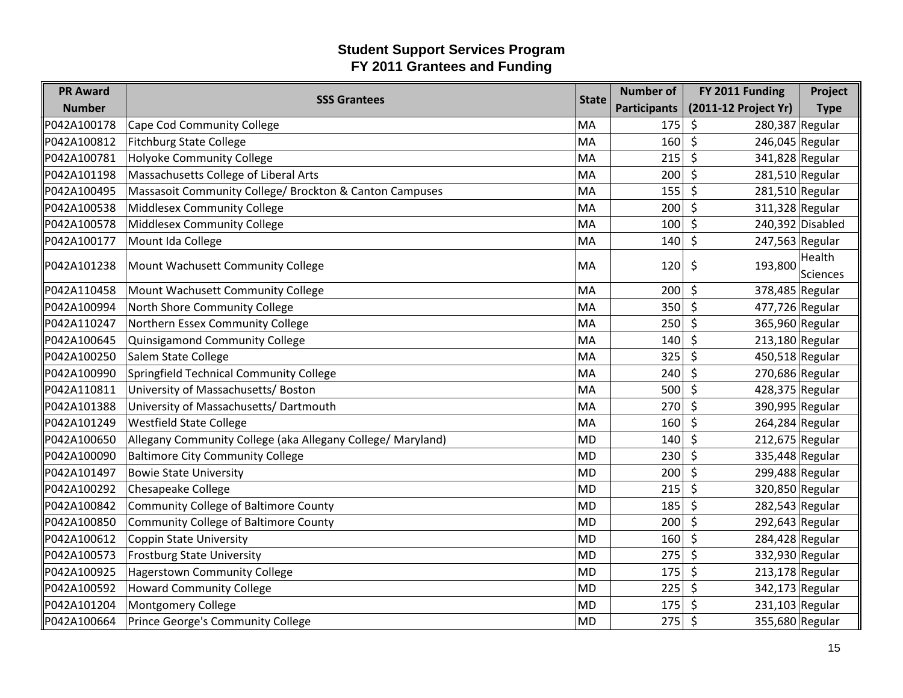# Student Support Services Program
## FY 2011 Grantees and Funding

| PR Award Number | SSS Grantees | State | Number of Participants | FY 2011 Funding (2011-12 Project Yr) | Project Type |
|---|---|---|---|---|---|
| P042A100178 | Cape Cod Community College | MA | 175 | $ 280,387 | Regular |
| P042A100812 | Fitchburg State College | MA | 160 | $ 246,045 | Regular |
| P042A100781 | Holyoke Community College | MA | 215 | $ 341,828 | Regular |
| P042A101198 | Massachusetts College of Liberal Arts | MA | 200 | $ 281,510 | Regular |
| P042A100495 | Massasoit Community College/ Brockton & Canton Campuses | MA | 155 | $ 281,510 | Regular |
| P042A100538 | Middlesex Community College | MA | 200 | $ 311,328 | Regular |
| P042A100578 | Middlesex Community College | MA | 100 | $ 240,392 | Disabled |
| P042A100177 | Mount Ida College | MA | 140 | $ 247,563 | Regular |
| P042A101238 | Mount Wachusett Community College | MA | 120 | $ 193,800 | Health Sciences |
| P042A110458 | Mount Wachusett Community College | MA | 200 | $ 378,485 | Regular |
| P042A100994 | North Shore Community College | MA | 350 | $ 477,726 | Regular |
| P042A110247 | Northern Essex Community College | MA | 250 | $ 365,960 | Regular |
| P042A100645 | Quinsigamond Community College | MA | 140 | $ 213,180 | Regular |
| P042A100250 | Salem State College | MA | 325 | $ 450,518 | Regular |
| P042A100990 | Springfield Technical Community College | MA | 240 | $ 270,686 | Regular |
| P042A110811 | University of Massachusetts/ Boston | MA | 500 | $ 428,375 | Regular |
| P042A101388 | University of Massachusetts/ Dartmouth | MA | 270 | $ 390,995 | Regular |
| P042A101249 | Westfield State College | MA | 160 | $ 264,284 | Regular |
| P042A100650 | Allegany Community College (aka Allegany College/ Maryland) | MD | 140 | $ 212,675 | Regular |
| P042A100090 | Baltimore City Community College | MD | 230 | $ 335,448 | Regular |
| P042A101497 | Bowie State University | MD | 200 | $ 299,488 | Regular |
| P042A100292 | Chesapeake College | MD | 215 | $ 320,850 | Regular |
| P042A100842 | Community College of Baltimore County | MD | 185 | $ 282,543 | Regular |
| P042A100850 | Community College of Baltimore County | MD | 200 | $ 292,643 | Regular |
| P042A100612 | Coppin State University | MD | 160 | $ 284,428 | Regular |
| P042A100573 | Frostburg State University | MD | 275 | $ 332,930 | Regular |
| P042A100925 | Hagerstown Community College | MD | 175 | $ 213,178 | Regular |
| P042A100592 | Howard Community College | MD | 225 | $ 342,173 | Regular |
| P042A101204 | Montgomery College | MD | 175 | $ 231,103 | Regular |
| P042A100664 | Prince George's Community College | MD | 275 | $ 355,680 | Regular |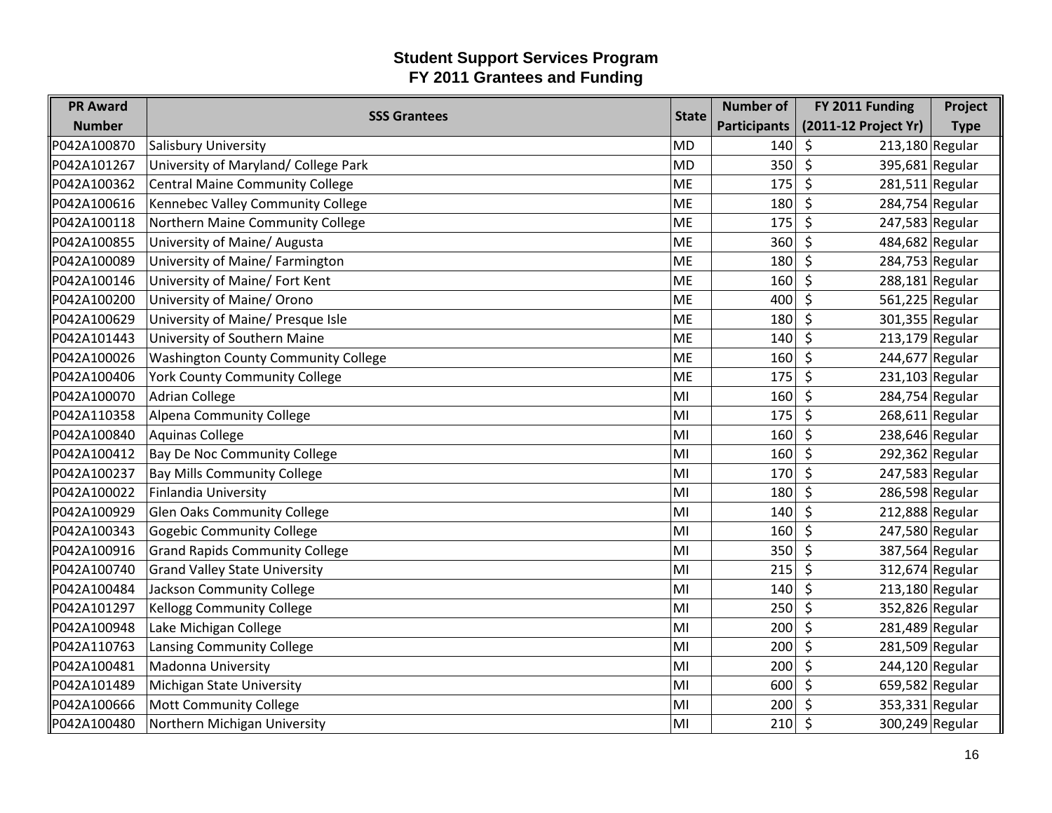# Student Support Services Program
## FY 2011 Grantees and Funding

| PR Award Number | SSS Grantees | State | Number of Participants | FY 2011 Funding (2011-12 Project Yr) | Project Type |
|---|---|---|---|---|---|
| P042A100870 | Salisbury University | MD | 140 | $ 213,180 | Regular |
| P042A101267 | University of Maryland/ College Park | MD | 350 | $ 395,681 | Regular |
| P042A100362 | Central Maine Community College | ME | 175 | $ 281,511 | Regular |
| P042A100616 | Kennebec Valley Community College | ME | 180 | $ 284,754 | Regular |
| P042A100118 | Northern Maine Community College | ME | 175 | $ 247,583 | Regular |
| P042A100855 | University of Maine/ Augusta | ME | 360 | $ 484,682 | Regular |
| P042A100089 | University of Maine/ Farmington | ME | 180 | $ 284,753 | Regular |
| P042A100146 | University of Maine/ Fort Kent | ME | 160 | $ 288,181 | Regular |
| P042A100200 | University of Maine/ Orono | ME | 400 | $ 561,225 | Regular |
| P042A100629 | University of Maine/ Presque Isle | ME | 180 | $ 301,355 | Regular |
| P042A101443 | University of Southern Maine | ME | 140 | $ 213,179 | Regular |
| P042A100026 | Washington County Community College | ME | 160 | $ 244,677 | Regular |
| P042A100406 | York County Community College | ME | 175 | $ 231,103 | Regular |
| P042A100070 | Adrian College | MI | 160 | $ 284,754 | Regular |
| P042A110358 | Alpena Community College | MI | 175 | $ 268,611 | Regular |
| P042A100840 | Aquinas College | MI | 160 | $ 238,646 | Regular |
| P042A100412 | Bay De Noc Community College | MI | 160 | $ 292,362 | Regular |
| P042A100237 | Bay Mills Community College | MI | 170 | $ 247,583 | Regular |
| P042A100022 | Finlandia University | MI | 180 | $ 286,598 | Regular |
| P042A100929 | Glen Oaks Community College | MI | 140 | $ 212,888 | Regular |
| P042A100343 | Gogebic Community College | MI | 160 | $ 247,580 | Regular |
| P042A100916 | Grand Rapids Community College | MI | 350 | $ 387,564 | Regular |
| P042A100740 | Grand Valley State University | MI | 215 | $ 312,674 | Regular |
| P042A100484 | Jackson Community College | MI | 140 | $ 213,180 | Regular |
| P042A101297 | Kellogg Community College | MI | 250 | $ 352,826 | Regular |
| P042A100948 | Lake Michigan College | MI | 200 | $ 281,489 | Regular |
| P042A110763 | Lansing Community College | MI | 200 | $ 281,509 | Regular |
| P042A100481 | Madonna University | MI | 200 | $ 244,120 | Regular |
| P042A101489 | Michigan State University | MI | 600 | $ 659,582 | Regular |
| P042A100666 | Mott Community College | MI | 200 | $ 353,331 | Regular |
| P042A100480 | Northern Michigan University | MI | 210 | $ 300,249 | Regular |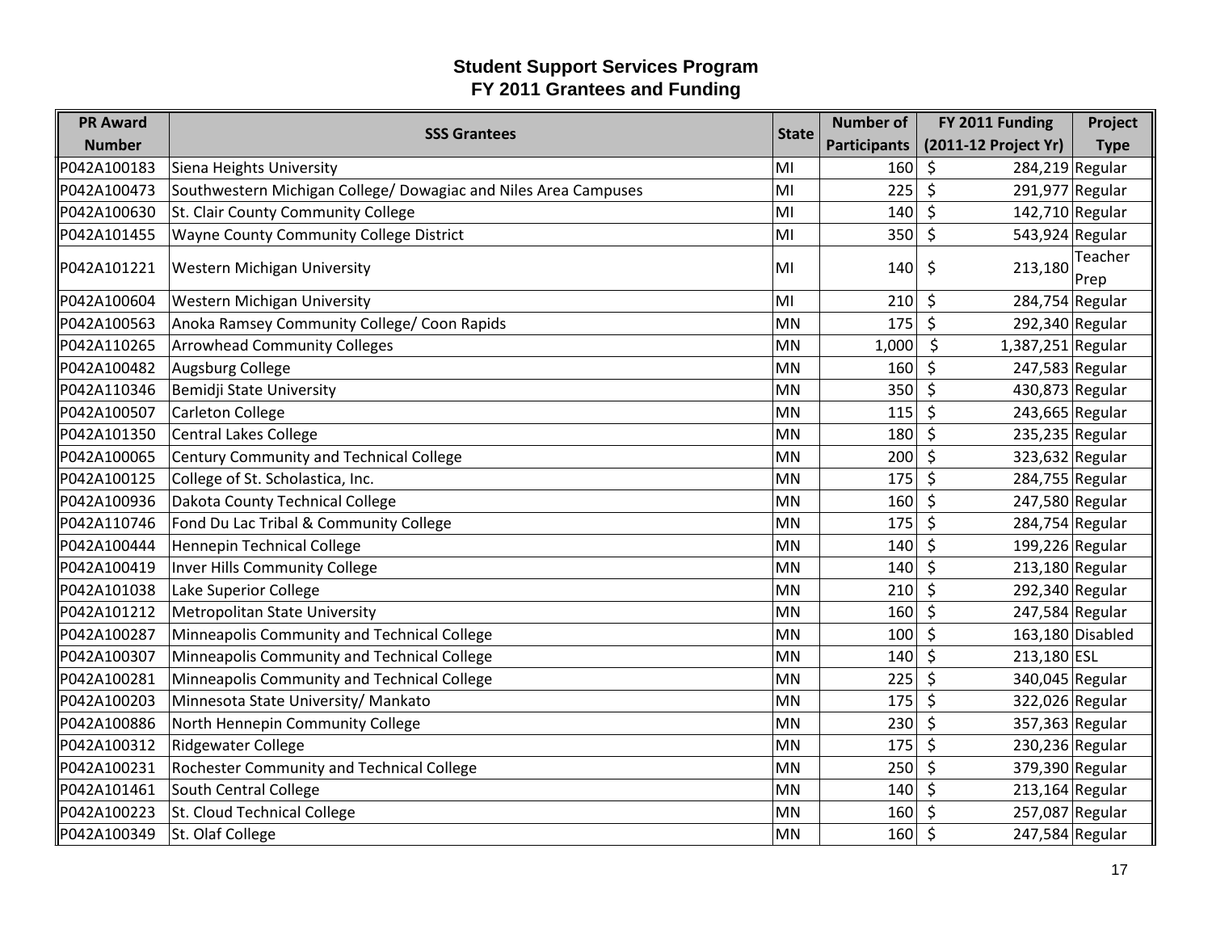# Student Support Services Program
## FY 2011 Grantees and Funding

| PR Award Number | SSS Grantees | State | Number of Participants | FY 2011 Funding (2011-12 Project Yr) | Project Type |
|---|---|---|---|---|---|
| P042A100183 | Siena Heights University | MI | 160 | $ 284,219 | Regular |
| P042A100473 | Southwestern Michigan College/ Dowagiac and Niles Area Campuses | MI | 225 | $ 291,977 | Regular |
| P042A100630 | St. Clair County Community College | MI | 140 | $ 142,710 | Regular |
| P042A101455 | Wayne County Community College District | MI | 350 | $ 543,924 | Regular |
| P042A101221 | Western Michigan University | MI | 140 | $ 213,180 | Teacher Prep |
| P042A100604 | Western Michigan University | MI | 210 | $ 284,754 | Regular |
| P042A100563 | Anoka Ramsey Community College/ Coon Rapids | MN | 175 | $ 292,340 | Regular |
| P042A110265 | Arrowhead Community Colleges | MN | 1,000 | $ 1,387,251 | Regular |
| P042A100482 | Augsburg College | MN | 160 | $ 247,583 | Regular |
| P042A110346 | Bemidji State University | MN | 350 | $ 430,873 | Regular |
| P042A100507 | Carleton College | MN | 115 | $ 243,665 | Regular |
| P042A101350 | Central Lakes College | MN | 180 | $ 235,235 | Regular |
| P042A100065 | Century Community and Technical College | MN | 200 | $ 323,632 | Regular |
| P042A100125 | College of St. Scholastica, Inc. | MN | 175 | $ 284,755 | Regular |
| P042A100936 | Dakota County Technical College | MN | 160 | $ 247,580 | Regular |
| P042A110746 | Fond Du Lac Tribal & Community College | MN | 175 | $ 284,754 | Regular |
| P042A100444 | Hennepin Technical College | MN | 140 | $ 199,226 | Regular |
| P042A100419 | Inver Hills Community College | MN | 140 | $ 213,180 | Regular |
| P042A101038 | Lake Superior College | MN | 210 | $ 292,340 | Regular |
| P042A101212 | Metropolitan State University | MN | 160 | $ 247,584 | Regular |
| P042A100287 | Minneapolis Community and Technical College | MN | 100 | $ 163,180 | Disabled |
| P042A100307 | Minneapolis Community and Technical College | MN | 140 | $ 213,180 | ESL |
| P042A100281 | Minneapolis Community and Technical College | MN | 225 | $ 340,045 | Regular |
| P042A100203 | Minnesota State University/ Mankato | MN | 175 | $ 322,026 | Regular |
| P042A100886 | North Hennepin Community College | MN | 230 | $ 357,363 | Regular |
| P042A100312 | Ridgewater College | MN | 175 | $ 230,236 | Regular |
| P042A100231 | Rochester Community and Technical College | MN | 250 | $ 379,390 | Regular |
| P042A101461 | South Central College | MN | 140 | $ 213,164 | Regular |
| P042A100223 | St. Cloud Technical College | MN | 160 | $ 257,087 | Regular |
| P042A100349 | St. Olaf College | MN | 160 | $ 247,584 | Regular |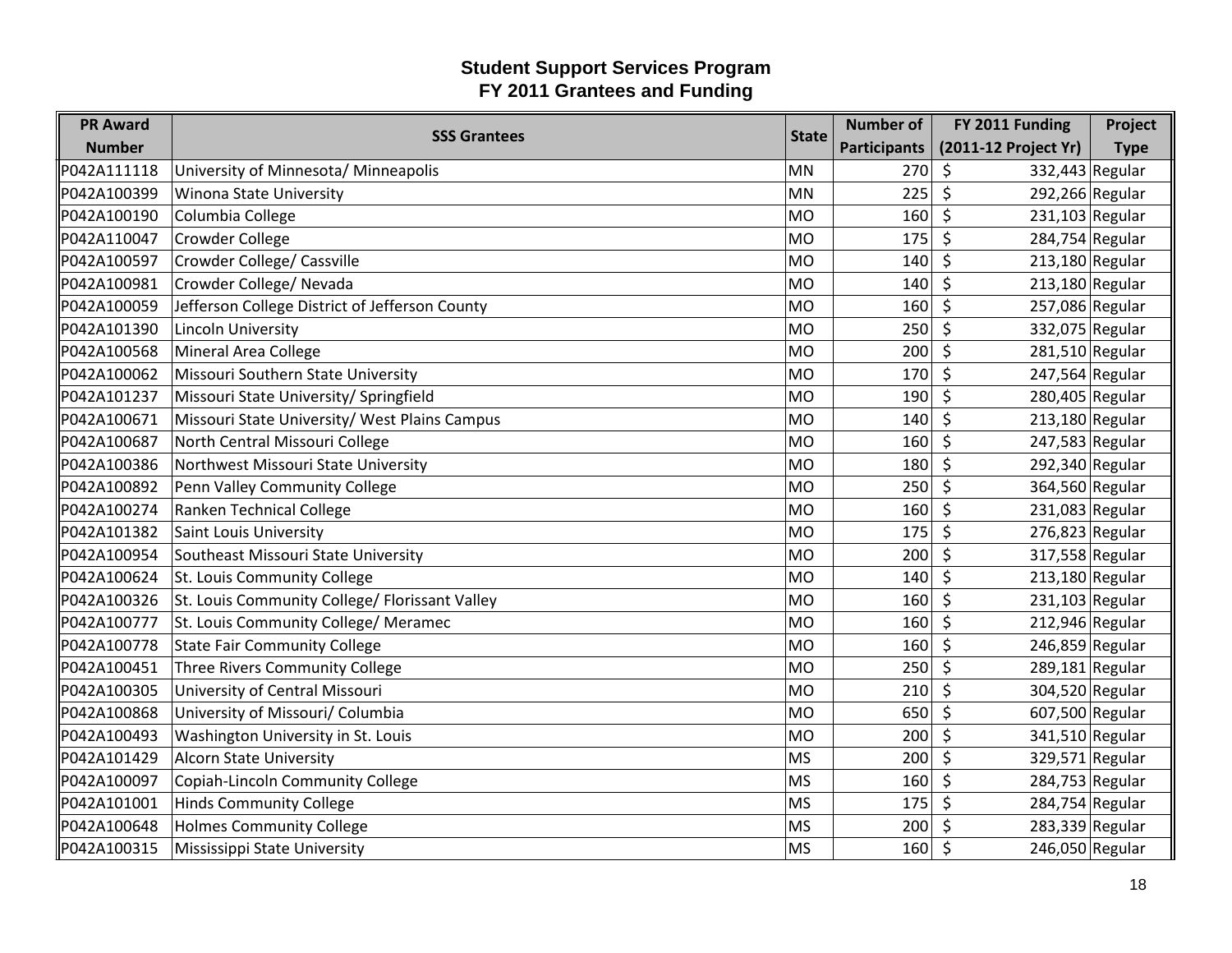# Student Support Services Program
## FY 2011 Grantees and Funding

| PR Award Number | SSS Grantees | State | Number of Participants | FY 2011 Funding (2011-12 Project Yr) | Project Type |
|---|---|---|---|---|---|
| P042A111118 | University of Minnesota/ Minneapolis | MN | 270 | $ 332,443 | Regular |
| P042A100399 | Winona State University | MN | 225 | $ 292,266 | Regular |
| P042A100190 | Columbia College | MO | 160 | $ 231,103 | Regular |
| P042A110047 | Crowder College | MO | 175 | $ 284,754 | Regular |
| P042A100597 | Crowder College/ Cassville | MO | 140 | $ 213,180 | Regular |
| P042A100981 | Crowder College/ Nevada | MO | 140 | $ 213,180 | Regular |
| P042A100059 | Jefferson College District of Jefferson County | MO | 160 | $ 257,086 | Regular |
| P042A101390 | Lincoln University | MO | 250 | $ 332,075 | Regular |
| P042A100568 | Mineral Area College | MO | 200 | $ 281,510 | Regular |
| P042A100062 | Missouri Southern State University | MO | 170 | $ 247,564 | Regular |
| P042A101237 | Missouri State University/ Springfield | MO | 190 | $ 280,405 | Regular |
| P042A100671 | Missouri State University/ West Plains Campus | MO | 140 | $ 213,180 | Regular |
| P042A100687 | North Central Missouri College | MO | 160 | $ 247,583 | Regular |
| P042A100386 | Northwest Missouri State University | MO | 180 | $ 292,340 | Regular |
| P042A100892 | Penn Valley Community College | MO | 250 | $ 364,560 | Regular |
| P042A100274 | Ranken Technical College | MO | 160 | $ 231,083 | Regular |
| P042A101382 | Saint Louis University | MO | 175 | $ 276,823 | Regular |
| P042A100954 | Southeast Missouri State University | MO | 200 | $ 317,558 | Regular |
| P042A100624 | St. Louis Community College | MO | 140 | $ 213,180 | Regular |
| P042A100326 | St. Louis Community College/ Florissant Valley | MO | 160 | $ 231,103 | Regular |
| P042A100777 | St. Louis Community College/ Meramec | MO | 160 | $ 212,946 | Regular |
| P042A100778 | State Fair Community College | MO | 160 | $ 246,859 | Regular |
| P042A100451 | Three Rivers Community College | MO | 250 | $ 289,181 | Regular |
| P042A100305 | University of Central Missouri | MO | 210 | $ 304,520 | Regular |
| P042A100868 | University of Missouri/ Columbia | MO | 650 | $ 607,500 | Regular |
| P042A100493 | Washington University in St. Louis | MO | 200 | $ 341,510 | Regular |
| P042A101429 | Alcorn State University | MS | 200 | $ 329,571 | Regular |
| P042A100097 | Copiah-Lincoln Community College | MS | 160 | $ 284,753 | Regular |
| P042A101001 | Hinds Community College | MS | 175 | $ 284,754 | Regular |
| P042A100648 | Holmes Community College | MS | 200 | $ 283,339 | Regular |
| P042A100315 | Mississippi State University | MS | 160 | $ 246,050 | Regular |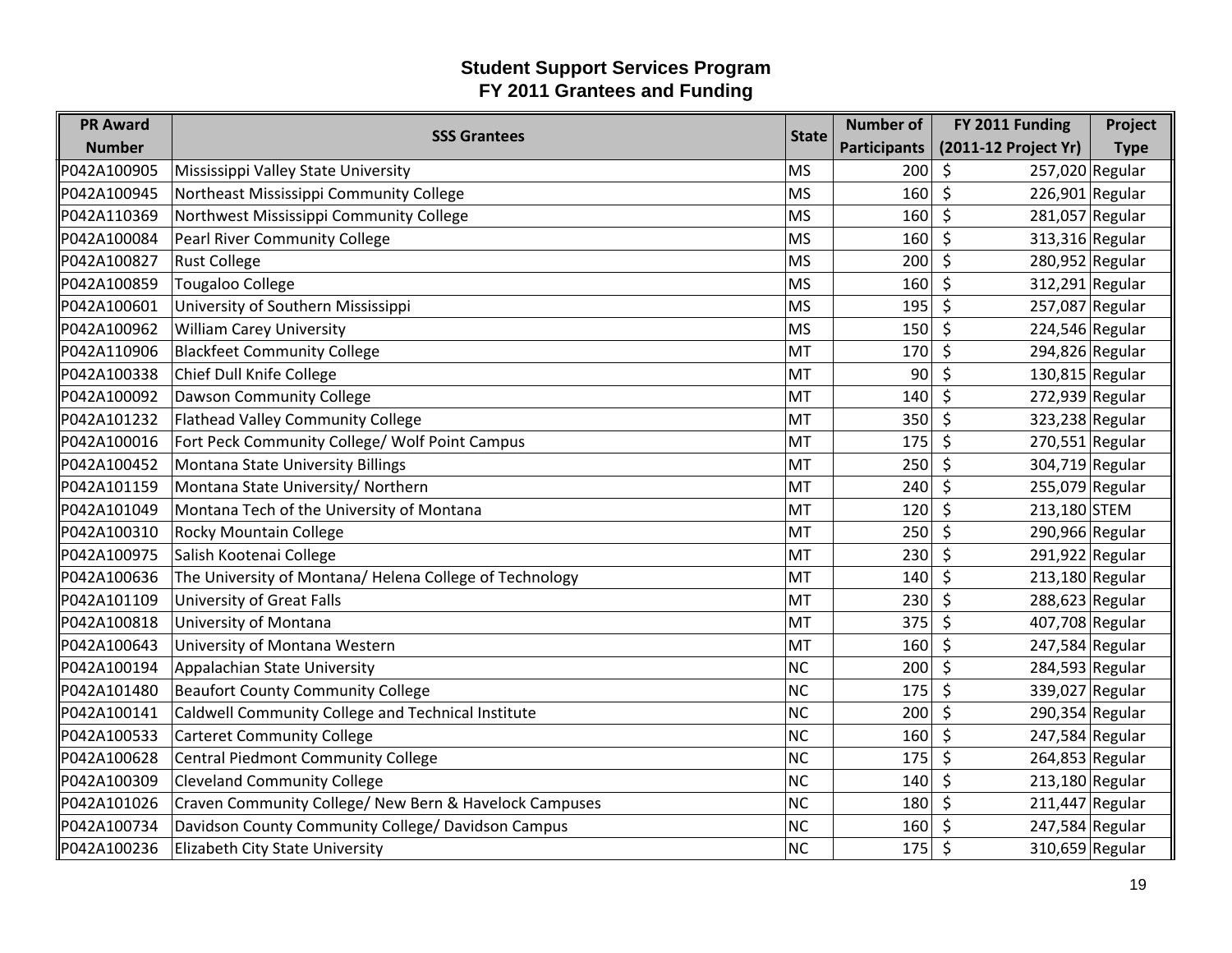# Student Support Services Program
## FY 2011 Grantees and Funding

| PR Award Number | SSS Grantees | State | Number of Participants | FY 2011 Funding (2011-12 Project Yr) | Project Type |
|---|---|---|---|---|---|
| P042A100905 | Mississippi Valley State University | MS | 200 | $ 257,020 | Regular |
| P042A100945 | Northeast Mississippi Community College | MS | 160 | $ 226,901 | Regular |
| P042A110369 | Northwest Mississippi Community College | MS | 160 | $ 281,057 | Regular |
| P042A100084 | Pearl River Community College | MS | 160 | $ 313,316 | Regular |
| P042A100827 | Rust College | MS | 200 | $ 280,952 | Regular |
| P042A100859 | Tougaloo College | MS | 160 | $ 312,291 | Regular |
| P042A100601 | University of Southern Mississippi | MS | 195 | $ 257,087 | Regular |
| P042A100962 | William Carey University | MS | 150 | $ 224,546 | Regular |
| P042A110906 | Blackfeet Community College | MT | 170 | $ 294,826 | Regular |
| P042A100338 | Chief Dull Knife College | MT | 90 | $ 130,815 | Regular |
| P042A100092 | Dawson Community College | MT | 140 | $ 272,939 | Regular |
| P042A101232 | Flathead Valley Community College | MT | 350 | $ 323,238 | Regular |
| P042A100016 | Fort Peck Community College/ Wolf Point Campus | MT | 175 | $ 270,551 | Regular |
| P042A100452 | Montana State University Billings | MT | 250 | $ 304,719 | Regular |
| P042A101159 | Montana State University/ Northern | MT | 240 | $ 255,079 | Regular |
| P042A101049 | Montana Tech of the University of Montana | MT | 120 | $ 213,180 | STEM |
| P042A100310 | Rocky Mountain College | MT | 250 | $ 290,966 | Regular |
| P042A100975 | Salish Kootenai College | MT | 230 | $ 291,922 | Regular |
| P042A100636 | The University of Montana/ Helena College of Technology | MT | 140 | $ 213,180 | Regular |
| P042A101109 | University of Great Falls | MT | 230 | $ 288,623 | Regular |
| P042A100818 | University of Montana | MT | 375 | $ 407,708 | Regular |
| P042A100643 | University of Montana Western | MT | 160 | $ 247,584 | Regular |
| P042A100194 | Appalachian State University | NC | 200 | $ 284,593 | Regular |
| P042A101480 | Beaufort County Community College | NC | 175 | $ 339,027 | Regular |
| P042A100141 | Caldwell Community College and Technical Institute | NC | 200 | $ 290,354 | Regular |
| P042A100533 | Carteret Community College | NC | 160 | $ 247,584 | Regular |
| P042A100628 | Central Piedmont Community College | NC | 175 | $ 264,853 | Regular |
| P042A100309 | Cleveland Community College | NC | 140 | $ 213,180 | Regular |
| P042A101026 | Craven Community College/ New Bern & Havelock Campuses | NC | 180 | $ 211,447 | Regular |
| P042A100734 | Davidson County Community College/ Davidson Campus | NC | 160 | $ 247,584 | Regular |
| P042A100236 | Elizabeth City State University | NC | 175 | $ 310,659 | Regular |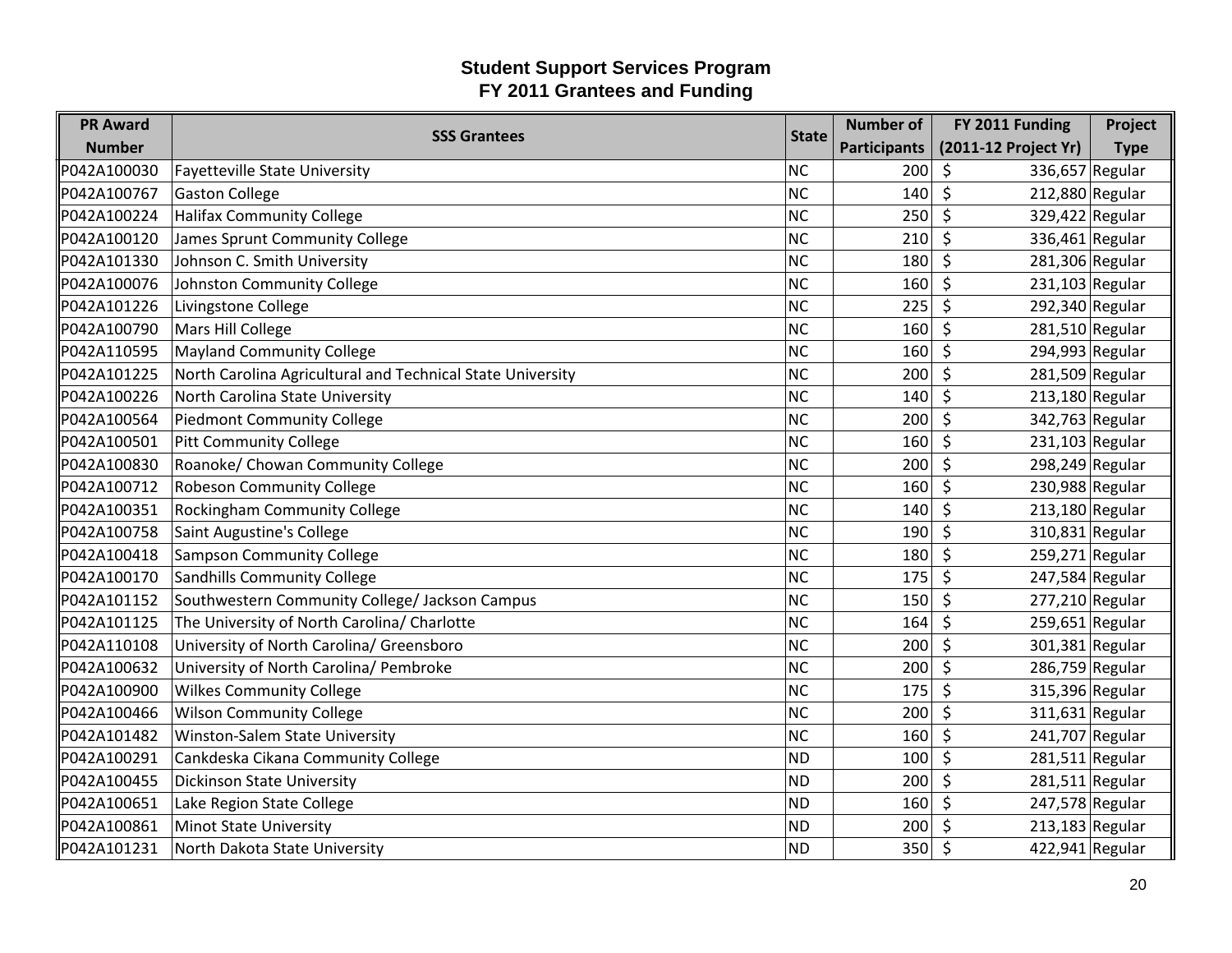# Student Support Services Program
## FY 2011 Grantees and Funding

| PR Award Number | SSS Grantees | State | Number of Participants | FY 2011 Funding (2011-12 Project Yr) | Project Type |
|---|---|---|---|---|---|
| P042A100030 | Fayetteville State University | NC | 200 | $ 336,657 | Regular |
| P042A100767 | Gaston College | NC | 140 | $ 212,880 | Regular |
| P042A100224 | Halifax Community College | NC | 250 | $ 329,422 | Regular |
| P042A100120 | James Sprunt Community College | NC | 210 | $ 336,461 | Regular |
| P042A101330 | Johnson C. Smith University | NC | 180 | $ 281,306 | Regular |
| P042A100076 | Johnston Community College | NC | 160 | $ 231,103 | Regular |
| P042A101226 | Livingstone College | NC | 225 | $ 292,340 | Regular |
| P042A100790 | Mars Hill College | NC | 160 | $ 281,510 | Regular |
| P042A110595 | Mayland Community College | NC | 160 | $ 294,993 | Regular |
| P042A101225 | North Carolina Agricultural and Technical State University | NC | 200 | $ 281,509 | Regular |
| P042A100226 | North Carolina State University | NC | 140 | $ 213,180 | Regular |
| P042A100564 | Piedmont Community College | NC | 200 | $ 342,763 | Regular |
| P042A100501 | Pitt Community College | NC | 160 | $ 231,103 | Regular |
| P042A100830 | Roanoke/ Chowan Community College | NC | 200 | $ 298,249 | Regular |
| P042A100712 | Robeson Community College | NC | 160 | $ 230,988 | Regular |
| P042A100351 | Rockingham Community College | NC | 140 | $ 213,180 | Regular |
| P042A100758 | Saint Augustine's College | NC | 190 | $ 310,831 | Regular |
| P042A100418 | Sampson Community College | NC | 180 | $ 259,271 | Regular |
| P042A100170 | Sandhills Community College | NC | 175 | $ 247,584 | Regular |
| P042A101152 | Southwestern Community College/ Jackson Campus | NC | 150 | $ 277,210 | Regular |
| P042A101125 | The University of North Carolina/ Charlotte | NC | 164 | $ 259,651 | Regular |
| P042A110108 | University of North Carolina/ Greensboro | NC | 200 | $ 301,381 | Regular |
| P042A100632 | University of North Carolina/ Pembroke | NC | 200 | $ 286,759 | Regular |
| P042A100900 | Wilkes Community College | NC | 175 | $ 315,396 | Regular |
| P042A100466 | Wilson Community College | NC | 200 | $ 311,631 | Regular |
| P042A101482 | Winston-Salem State University | NC | 160 | $ 241,707 | Regular |
| P042A100291 | Cankdeska Cikana Community College | ND | 100 | $ 281,511 | Regular |
| P042A100455 | Dickinson State University | ND | 200 | $ 281,511 | Regular |
| P042A100651 | Lake Region State College | ND | 160 | $ 247,578 | Regular |
| P042A100861 | Minot State University | ND | 200 | $ 213,183 | Regular |
| P042A101231 | North Dakota State University | ND | 350 | $ 422,941 | Regular |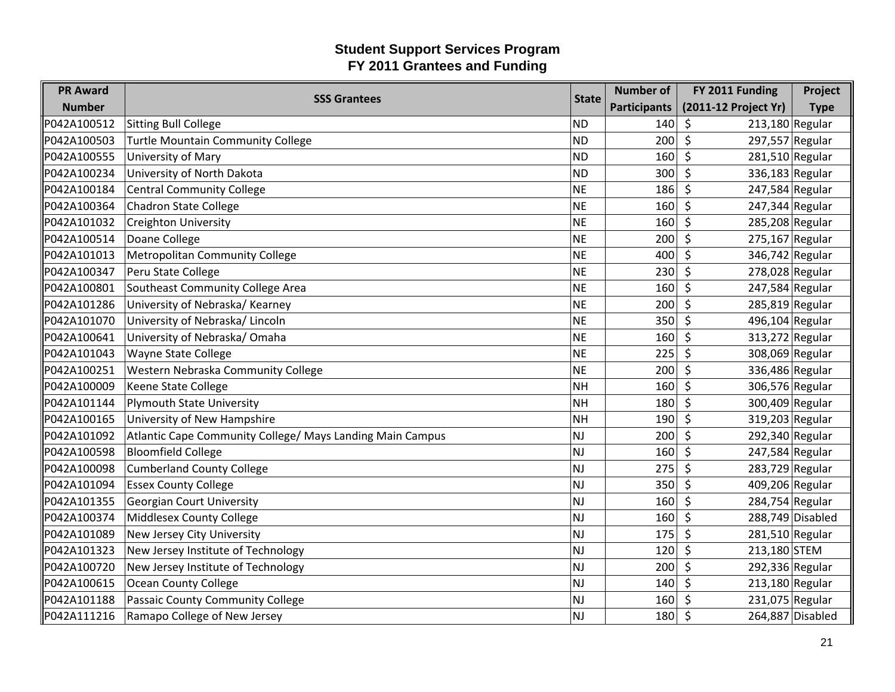# Student Support Services Program
## FY 2011 Grantees and Funding

| PR Award Number | SSS Grantees | State | Number of Participants | FY 2011 Funding (2011-12 Project Yr) | Project Type |
|---|---|---|---|---|---|
| P042A100512 | Sitting Bull College | ND | 140 | $ 213,180 | Regular |
| P042A100503 | Turtle Mountain Community College | ND | 200 | $ 297,557 | Regular |
| P042A100555 | University of Mary | ND | 160 | $ 281,510 | Regular |
| P042A100234 | University of North Dakota | ND | 300 | $ 336,183 | Regular |
| P042A100184 | Central Community College | NE | 186 | $ 247,584 | Regular |
| P042A100364 | Chadron State College | NE | 160 | $ 247,344 | Regular |
| P042A101032 | Creighton University | NE | 160 | $ 285,208 | Regular |
| P042A100514 | Doane College | NE | 200 | $ 275,167 | Regular |
| P042A101013 | Metropolitan Community College | NE | 400 | $ 346,742 | Regular |
| P042A100347 | Peru State College | NE | 230 | $ 278,028 | Regular |
| P042A100801 | Southeast Community College Area | NE | 160 | $ 247,584 | Regular |
| P042A101286 | University of Nebraska/ Kearney | NE | 200 | $ 285,819 | Regular |
| P042A101070 | University of Nebraska/ Lincoln | NE | 350 | $ 496,104 | Regular |
| P042A100641 | University of Nebraska/ Omaha | NE | 160 | $ 313,272 | Regular |
| P042A101043 | Wayne State College | NE | 225 | $ 308,069 | Regular |
| P042A100251 | Western Nebraska Community College | NE | 200 | $ 336,486 | Regular |
| P042A100009 | Keene State College | NH | 160 | $ 306,576 | Regular |
| P042A101144 | Plymouth State University | NH | 180 | $ 300,409 | Regular |
| P042A100165 | University of New Hampshire | NH | 190 | $ 319,203 | Regular |
| P042A101092 | Atlantic Cape Community College/ Mays Landing Main Campus | NJ | 200 | $ 292,340 | Regular |
| P042A100598 | Bloomfield College | NJ | 160 | $ 247,584 | Regular |
| P042A100098 | Cumberland County College | NJ | 275 | $ 283,729 | Regular |
| P042A101094 | Essex County College | NJ | 350 | $ 409,206 | Regular |
| P042A101355 | Georgian Court University | NJ | 160 | $ 284,754 | Regular |
| P042A100374 | Middlesex County College | NJ | 160 | $ 288,749 | Disabled |
| P042A101089 | New Jersey City University | NJ | 175 | $ 281,510 | Regular |
| P042A101323 | New Jersey Institute of Technology | NJ | 120 | $ 213,180 | STEM |
| P042A100720 | New Jersey Institute of Technology | NJ | 200 | $ 292,336 | Regular |
| P042A100615 | Ocean County College | NJ | 140 | $ 213,180 | Regular |
| P042A101188 | Passaic County Community College | NJ | 160 | $ 231,075 | Regular |
| P042A111216 | Ramapo College of New Jersey | NJ | 180 | $ 264,887 | Disabled |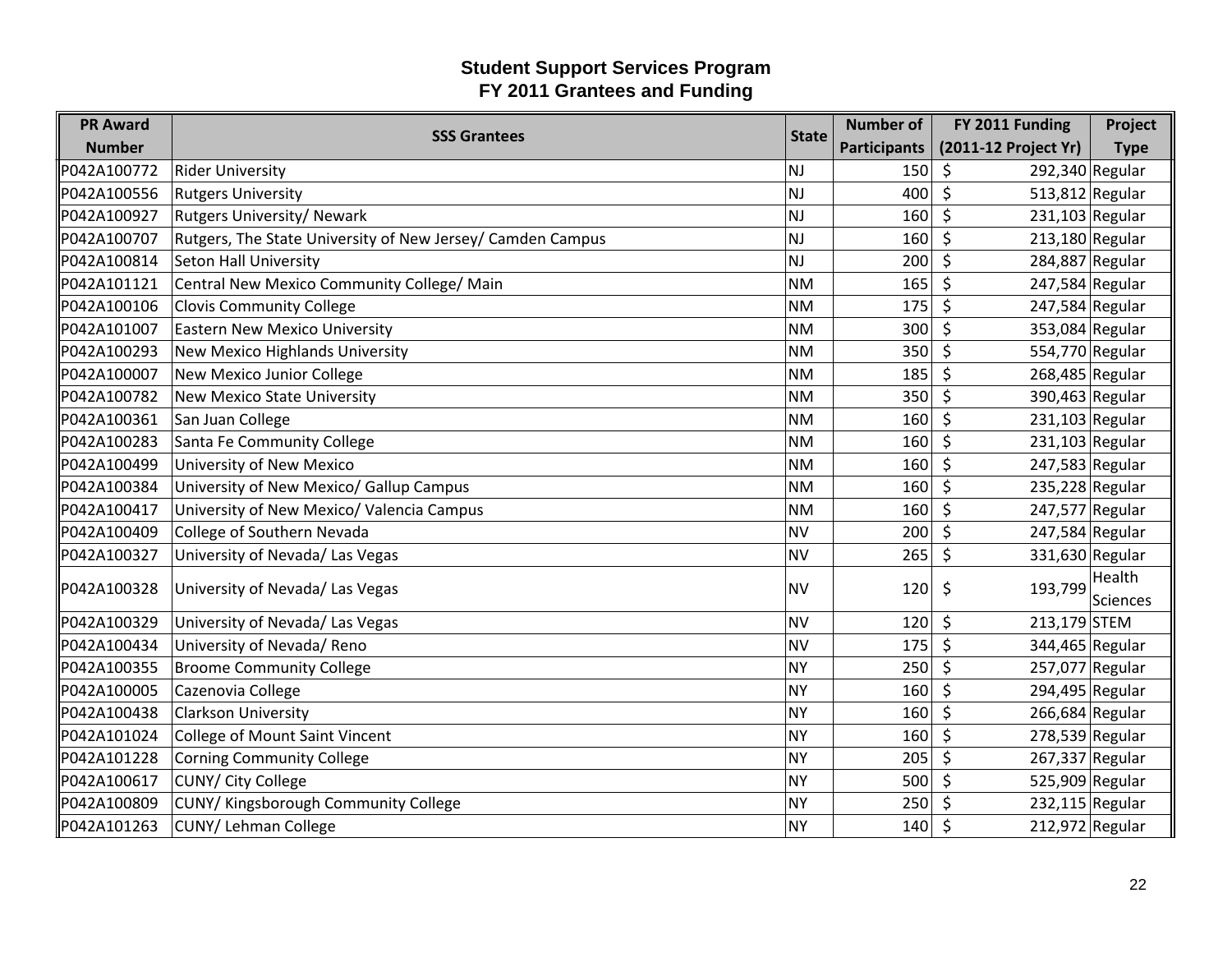# Student Support Services Program
## FY 2011 Grantees and Funding

| PR Award Number | SSS Grantees | State | Number of Participants | FY 2011 Funding (2011-12 Project Yr) | Project Type |
|---|---|---|---|---|---|
| P042A100772 | Rider University | NJ | 150 | $ 292,340 | Regular |
| P042A100556 | Rutgers University | NJ | 400 | $ 513,812 | Regular |
| P042A100927 | Rutgers University/ Newark | NJ | 160 | $ 231,103 | Regular |
| P042A100707 | Rutgers, The State University of New Jersey/ Camden Campus | NJ | 160 | $ 213,180 | Regular |
| P042A100814 | Seton Hall University | NJ | 200 | $ 284,887 | Regular |
| P042A101121 | Central New Mexico Community College/ Main | NM | 165 | $ 247,584 | Regular |
| P042A100106 | Clovis Community College | NM | 175 | $ 247,584 | Regular |
| P042A101007 | Eastern New Mexico University | NM | 300 | $ 353,084 | Regular |
| P042A100293 | New Mexico Highlands University | NM | 350 | $ 554,770 | Regular |
| P042A100007 | New Mexico Junior College | NM | 185 | $ 268,485 | Regular |
| P042A100782 | New Mexico State University | NM | 350 | $ 390,463 | Regular |
| P042A100361 | San Juan College | NM | 160 | $ 231,103 | Regular |
| P042A100283 | Santa Fe Community College | NM | 160 | $ 231,103 | Regular |
| P042A100499 | University of New Mexico | NM | 160 | $ 247,583 | Regular |
| P042A100384 | University of New Mexico/ Gallup Campus | NM | 160 | $ 235,228 | Regular |
| P042A100417 | University of New Mexico/ Valencia Campus | NM | 160 | $ 247,577 | Regular |
| P042A100409 | College of Southern Nevada | NV | 200 | $ 247,584 | Regular |
| P042A100327 | University of Nevada/ Las Vegas | NV | 265 | $ 331,630 | Regular |
| P042A100328 | University of Nevada/ Las Vegas | NV | 120 | $ 193,799 | Health Sciences |
| P042A100329 | University of Nevada/ Las Vegas | NV | 120 | $ 213,179 | STEM |
| P042A100434 | University of Nevada/ Reno | NV | 175 | $ 344,465 | Regular |
| P042A100355 | Broome Community College | NY | 250 | $ 257,077 | Regular |
| P042A100005 | Cazenovia College | NY | 160 | $ 294,495 | Regular |
| P042A100438 | Clarkson University | NY | 160 | $ 266,684 | Regular |
| P042A101024 | College of Mount Saint Vincent | NY | 160 | $ 278,539 | Regular |
| P042A101228 | Corning Community College | NY | 205 | $ 267,337 | Regular |
| P042A100617 | CUNY/ City College | NY | 500 | $ 525,909 | Regular |
| P042A100809 | CUNY/ Kingsborough Community College | NY | 250 | $ 232,115 | Regular |
| P042A101263 | CUNY/ Lehman College | NY | 140 | $ 212,972 | Regular |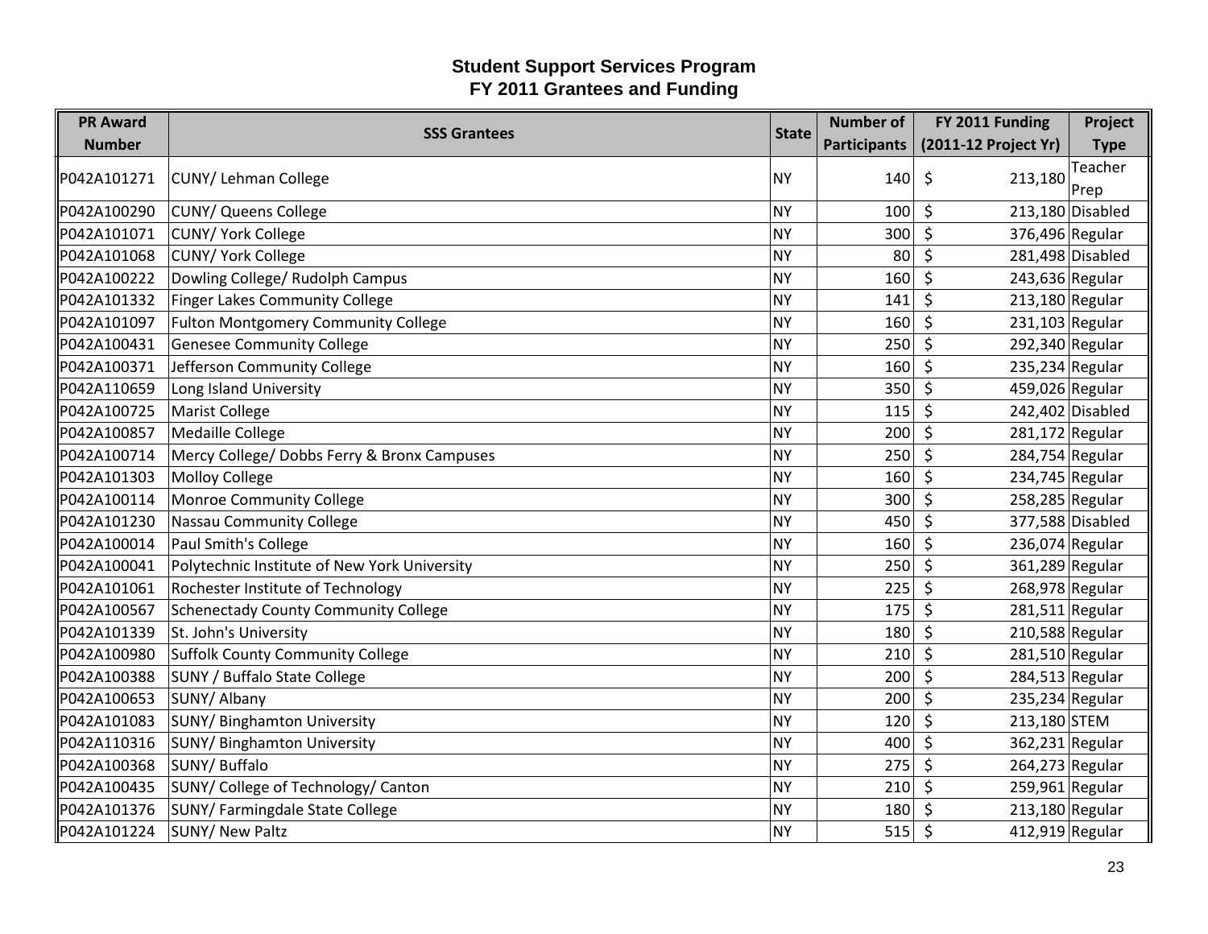# Student Support Services Program
## FY 2011 Grantees and Funding

| PR Award Number | SSS Grantees | State | Number of Participants | FY 2011 Funding (2011-12 Project Yr) | Project Type |
|---|---|---|---|---|---|
| P042A101271 | CUNY/ Lehman College | NY | 140 | $ 213,180 | Teacher Prep |
| P042A100290 | CUNY/ Queens College | NY | 100 | $ 213,180 | Disabled |
| P042A101071 | CUNY/ York College | NY | 300 | $ 376,496 | Regular |
| P042A101068 | CUNY/ York College | NY | 80 | $ 281,498 | Disabled |
| P042A100222 | Dowling College/ Rudolph Campus | NY | 160 | $ 243,636 | Regular |
| P042A101332 | Finger Lakes Community College | NY | 141 | $ 213,180 | Regular |
| P042A101097 | Fulton Montgomery Community College | NY | 160 | $ 231,103 | Regular |
| P042A100431 | Genesee Community College | NY | 250 | $ 292,340 | Regular |
| P042A100371 | Jefferson Community College | NY | 160 | $ 235,234 | Regular |
| P042A110659 | Long Island University | NY | 350 | $ 459,026 | Regular |
| P042A100725 | Marist College | NY | 115 | $ 242,402 | Disabled |
| P042A100857 | Medaille College | NY | 200 | $ 281,172 | Regular |
| P042A100714 | Mercy College/ Dobbs Ferry & Bronx Campuses | NY | 250 | $ 284,754 | Regular |
| P042A101303 | Molloy College | NY | 160 | $ 234,745 | Regular |
| P042A100114 | Monroe Community College | NY | 300 | $ 258,285 | Regular |
| P042A101230 | Nassau Community College | NY | 450 | $ 377,588 | Disabled |
| P042A100014 | Paul Smith's College | NY | 160 | $ 236,074 | Regular |
| P042A100041 | Polytechnic Institute of New York University | NY | 250 | $ 361,289 | Regular |
| P042A101061 | Rochester Institute of Technology | NY | 225 | $ 268,978 | Regular |
| P042A100567 | Schenectady County Community College | NY | 175 | $ 281,511 | Regular |
| P042A101339 | St. John's University | NY | 180 | $ 210,588 | Regular |
| P042A100980 | Suffolk County Community College | NY | 210 | $ 281,510 | Regular |
| P042A100388 | SUNY / Buffalo State College | NY | 200 | $ 284,513 | Regular |
| P042A100653 | SUNY/ Albany | NY | 200 | $ 235,234 | Regular |
| P042A101083 | SUNY/ Binghamton University | NY | 120 | $ 213,180 | STEM |
| P042A110316 | SUNY/ Binghamton University | NY | 400 | $ 362,231 | Regular |
| P042A100368 | SUNY/ Buffalo | NY | 275 | $ 264,273 | Regular |
| P042A100435 | SUNY/ College of Technology/ Canton | NY | 210 | $ 259,961 | Regular |
| P042A101376 | SUNY/ Farmingdale State College | NY | 180 | $ 213,180 | Regular |
| P042A101224 | SUNY/ New Paltz | NY | 515 | $ 412,919 | Regular |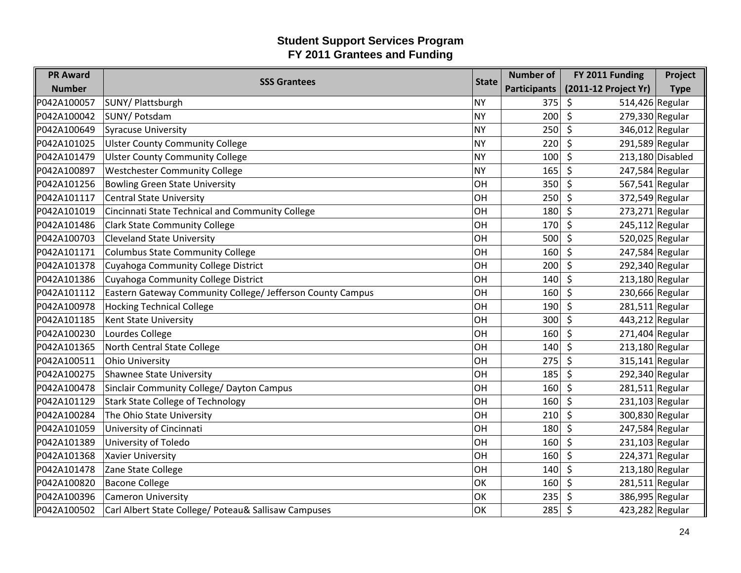# Student Support Services Program
# FY 2011 Grantees and Funding

| PR Award Number | SSS Grantees | State | Number of Participants | FY 2011 Funding (2011-12 Project Yr) | Project Type |
|---|---|---|---|---|---|
| P042A100057 | SUNY/ Plattsburgh | NY | 375 | $ 514,426 | Regular |
| P042A100042 | SUNY/ Potsdam | NY | 200 | $ 279,330 | Regular |
| P042A100649 | Syracuse University | NY | 250 | $ 346,012 | Regular |
| P042A101025 | Ulster County Community College | NY | 220 | $ 291,589 | Regular |
| P042A101479 | Ulster County Community College | NY | 100 | $ 213,180 | Disabled |
| P042A100897 | Westchester Community College | NY | 165 | $ 247,584 | Regular |
| P042A101256 | Bowling Green State University | OH | 350 | $ 567,541 | Regular |
| P042A101117 | Central State University | OH | 250 | $ 372,549 | Regular |
| P042A101019 | Cincinnati State Technical and Community College | OH | 180 | $ 273,271 | Regular |
| P042A101486 | Clark State Community College | OH | 170 | $ 245,112 | Regular |
| P042A100703 | Cleveland State University | OH | 500 | $ 520,025 | Regular |
| P042A101171 | Columbus State Community College | OH | 160 | $ 247,584 | Regular |
| P042A101378 | Cuyahoga Community College District | OH | 200 | $ 292,340 | Regular |
| P042A101386 | Cuyahoga Community College District | OH | 140 | $ 213,180 | Regular |
| P042A101112 | Eastern Gateway Community College/ Jefferson County Campus | OH | 160 | $ 230,666 | Regular |
| P042A100978 | Hocking Technical College | OH | 190 | $ 281,511 | Regular |
| P042A101185 | Kent State University | OH | 300 | $ 443,212 | Regular |
| P042A100230 | Lourdes College | OH | 160 | $ 271,404 | Regular |
| P042A101365 | North Central State College | OH | 140 | $ 213,180 | Regular |
| P042A100511 | Ohio University | OH | 275 | $ 315,141 | Regular |
| P042A100275 | Shawnee State University | OH | 185 | $ 292,340 | Regular |
| P042A100478 | Sinclair Community College/ Dayton Campus | OH | 160 | $ 281,511 | Regular |
| P042A101129 | Stark State College of Technology | OH | 160 | $ 231,103 | Regular |
| P042A100284 | The Ohio State University | OH | 210 | $ 300,830 | Regular |
| P042A101059 | University of Cincinnati | OH | 180 | $ 247,584 | Regular |
| P042A101389 | University of Toledo | OH | 160 | $ 231,103 | Regular |
| P042A101368 | Xavier University | OH | 160 | $ 224,371 | Regular |
| P042A101478 | Zane State College | OH | 140 | $ 213,180 | Regular |
| P042A100820 | Bacone College | OK | 160 | $ 281,511 | Regular |
| P042A100396 | Cameron University | OK | 235 | $ 386,995 | Regular |
| P042A100502 | Carl Albert State College/ Poteau& Sallisaw Campuses | OK | 285 | $ 423,282 | Regular |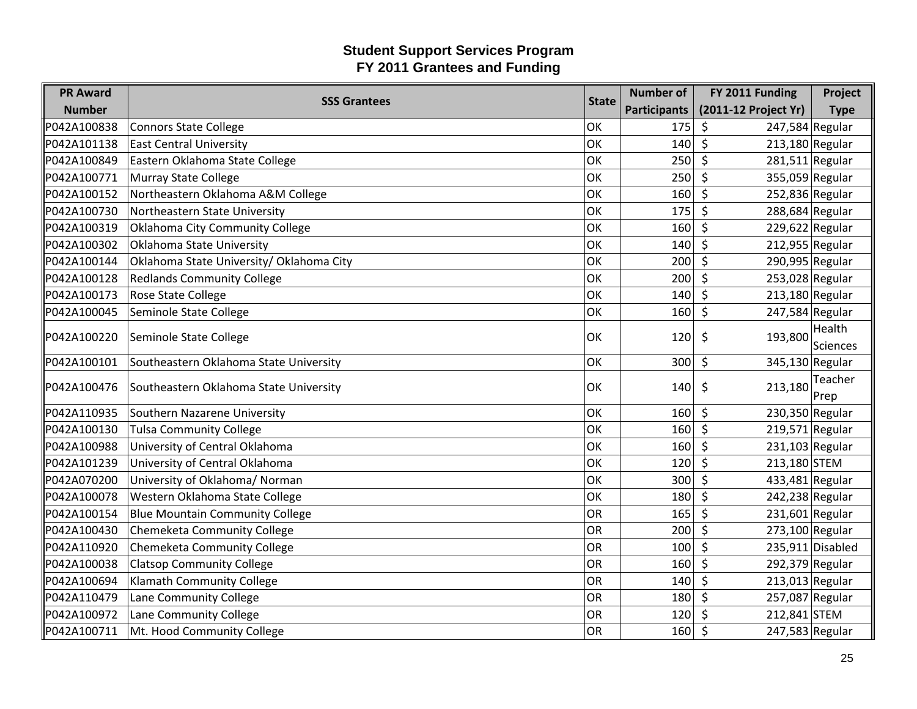# Student Support Services Program
## FY 2011 Grantees and Funding

| PR Award Number | SSS Grantees | State | Number of Participants | FY 2011 Funding (2011-12 Project Yr) | Project Type |
|---|---|---|---|---|---|
| P042A100838 | Connors State College | OK | 175 | $ 247,584 | Regular |
| P042A101138 | East Central University | OK | 140 | $ 213,180 | Regular |
| P042A100849 | Eastern Oklahoma State College | OK | 250 | $ 281,511 | Regular |
| P042A100771 | Murray State College | OK | 250 | $ 355,059 | Regular |
| P042A100152 | Northeastern Oklahoma A&M College | OK | 160 | $ 252,836 | Regular |
| P042A100730 | Northeastern State University | OK | 175 | $ 288,684 | Regular |
| P042A100319 | Oklahoma City Community College | OK | 160 | $ 229,622 | Regular |
| P042A100302 | Oklahoma State University | OK | 140 | $ 212,955 | Regular |
| P042A100144 | Oklahoma State University/ Oklahoma City | OK | 200 | $ 290,995 | Regular |
| P042A100128 | Redlands Community College | OK | 200 | $ 253,028 | Regular |
| P042A100173 | Rose State College | OK | 140 | $ 213,180 | Regular |
| P042A100045 | Seminole State College | OK | 160 | $ 247,584 | Regular |
| P042A100220 | Seminole State College | OK | 120 | $ 193,800 | Health Sciences |
| P042A100101 | Southeastern Oklahoma State University | OK | 300 | $ 345,130 | Regular |
| P042A100476 | Southeastern Oklahoma State University | OK | 140 | $ 213,180 | Teacher Prep |
| P042A110935 | Southern Nazarene University | OK | 160 | $ 230,350 | Regular |
| P042A100130 | Tulsa Community College | OK | 160 | $ 219,571 | Regular |
| P042A100988 | University of Central Oklahoma | OK | 160 | $ 231,103 | Regular |
| P042A101239 | University of Central Oklahoma | OK | 120 | $ 213,180 | STEM |
| P042A070200 | University of Oklahoma/ Norman | OK | 300 | $ 433,481 | Regular |
| P042A100078 | Western Oklahoma State College | OK | 180 | $ 242,238 | Regular |
| P042A100154 | Blue Mountain Community College | OR | 165 | $ 231,601 | Regular |
| P042A100430 | Chemeketa Community College | OR | 200 | $ 273,100 | Regular |
| P042A110920 | Chemeketa Community College | OR | 100 | $ 235,911 | Disabled |
| P042A100038 | Clatsop Community College | OR | 160 | $ 292,379 | Regular |
| P042A100694 | Klamath Community College | OR | 140 | $ 213,013 | Regular |
| P042A110479 | Lane Community College | OR | 180 | $ 257,087 | Regular |
| P042A100972 | Lane Community College | OR | 120 | $ 212,841 | STEM |
| P042A100711 | Mt. Hood Community College | OR | 160 | $ 247,583 | Regular |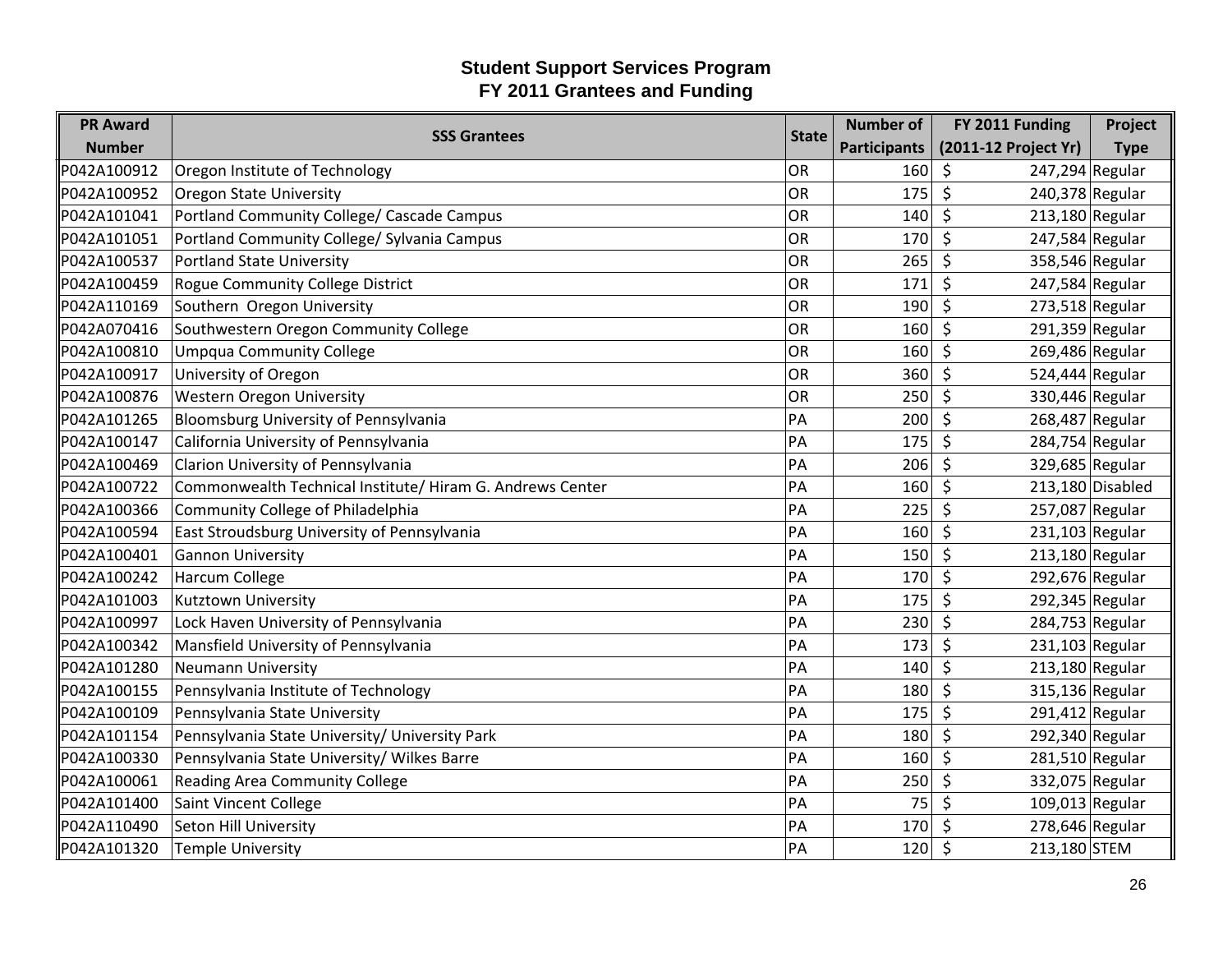# Student Support Services Program
## FY 2011 Grantees and Funding

| PR Award Number | SSS Grantees | State | Number of Participants | FY 2011 Funding (2011-12 Project Yr) | Project Type |
|---|---|---|---|---|---|
| P042A100912 | Oregon Institute of Technology | OR | 160 | $ 247,294 | Regular |
| P042A100952 | Oregon State University | OR | 175 | $ 240,378 | Regular |
| P042A101041 | Portland Community College/ Cascade Campus | OR | 140 | $ 213,180 | Regular |
| P042A101051 | Portland Community College/ Sylvania Campus | OR | 170 | $ 247,584 | Regular |
| P042A100537 | Portland State University | OR | 265 | $ 358,546 | Regular |
| P042A100459 | Rogue Community College District | OR | 171 | $ 247,584 | Regular |
| P042A110169 | Southern Oregon University | OR | 190 | $ 273,518 | Regular |
| P042A070416 | Southwestern Oregon Community College | OR | 160 | $ 291,359 | Regular |
| P042A100810 | Umpqua Community College | OR | 160 | $ 269,486 | Regular |
| P042A100917 | University of Oregon | OR | 360 | $ 524,444 | Regular |
| P042A100876 | Western Oregon University | OR | 250 | $ 330,446 | Regular |
| P042A101265 | Bloomsburg University of Pennsylvania | PA | 200 | $ 268,487 | Regular |
| P042A100147 | California University of Pennsylvania | PA | 175 | $ 284,754 | Regular |
| P042A100469 | Clarion University of Pennsylvania | PA | 206 | $ 329,685 | Regular |
| P042A100722 | Commonwealth Technical Institute/ Hiram G. Andrews Center | PA | 160 | $ 213,180 | Disabled |
| P042A100366 | Community College of Philadelphia | PA | 225 | $ 257,087 | Regular |
| P042A100594 | East Stroudsburg University of Pennsylvania | PA | 160 | $ 231,103 | Regular |
| P042A100401 | Gannon University | PA | 150 | $ 213,180 | Regular |
| P042A100242 | Harcum College | PA | 170 | $ 292,676 | Regular |
| P042A101003 | Kutztown University | PA | 175 | $ 292,345 | Regular |
| P042A100997 | Lock Haven University of Pennsylvania | PA | 230 | $ 284,753 | Regular |
| P042A100342 | Mansfield University of Pennsylvania | PA | 173 | $ 231,103 | Regular |
| P042A101280 | Neumann University | PA | 140 | $ 213,180 | Regular |
| P042A100155 | Pennsylvania Institute of Technology | PA | 180 | $ 315,136 | Regular |
| P042A100109 | Pennsylvania State University | PA | 175 | $ 291,412 | Regular |
| P042A101154 | Pennsylvania State University/ University Park | PA | 180 | $ 292,340 | Regular |
| P042A100330 | Pennsylvania State University/ Wilkes Barre | PA | 160 | $ 281,510 | Regular |
| P042A100061 | Reading Area Community College | PA | 250 | $ 332,075 | Regular |
| P042A101400 | Saint Vincent College | PA | 75 | $ 109,013 | Regular |
| P042A110490 | Seton Hill University | PA | 170 | $ 278,646 | Regular |
| P042A101320 | Temple University | PA | 120 | $ 213,180 | STEM |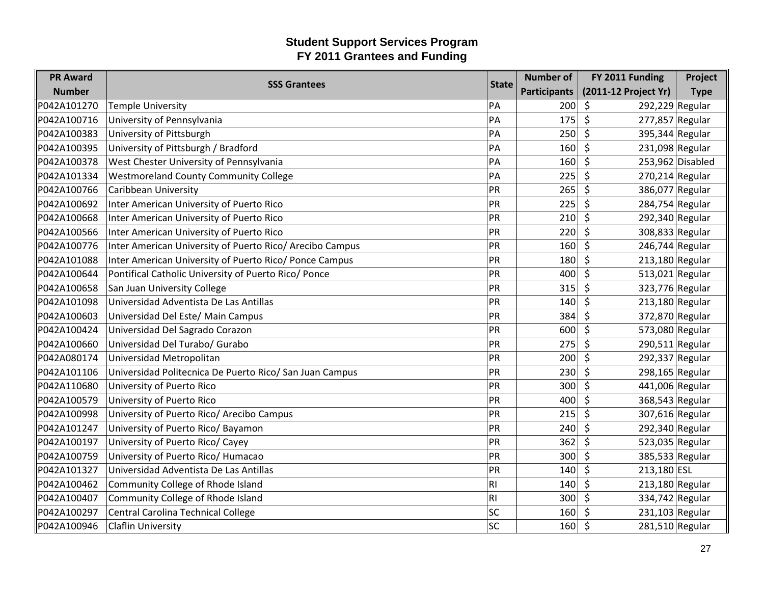# Student Support Services Program
## FY 2011 Grantees and Funding

| PR Award Number | SSS Grantees | State | Number of Participants | FY 2011 Funding (2011-12 Project Yr) | Project Type |
|---|---|---|---|---|---|
| P042A101270 | Temple University | PA | 200 | $ 292,229 | Regular |
| P042A100716 | University of Pennsylvania | PA | 175 | $ 277,857 | Regular |
| P042A100383 | University of Pittsburgh | PA | 250 | $ 395,344 | Regular |
| P042A100395 | University of Pittsburgh / Bradford | PA | 160 | $ 231,098 | Regular |
| P042A100378 | West Chester University of Pennsylvania | PA | 160 | $ 253,962 | Disabled |
| P042A101334 | Westmoreland County Community College | PA | 225 | $ 270,214 | Regular |
| P042A100766 | Caribbean University | PR | 265 | $ 386,077 | Regular |
| P042A100692 | Inter American University of Puerto Rico | PR | 225 | $ 284,754 | Regular |
| P042A100668 | Inter American University of Puerto Rico | PR | 210 | $ 292,340 | Regular |
| P042A100566 | Inter American University of Puerto Rico | PR | 220 | $ 308,833 | Regular |
| P042A100776 | Inter American University of Puerto Rico/ Arecibo Campus | PR | 160 | $ 246,744 | Regular |
| P042A101088 | Inter American University of Puerto Rico/ Ponce Campus | PR | 180 | $ 213,180 | Regular |
| P042A100644 | Pontifical Catholic University of Puerto Rico/ Ponce | PR | 400 | $ 513,021 | Regular |
| P042A100658 | San Juan University College | PR | 315 | $ 323,776 | Regular |
| P042A101098 | Universidad Adventista De Las Antillas | PR | 140 | $ 213,180 | Regular |
| P042A100603 | Universidad Del Este/ Main Campus | PR | 384 | $ 372,870 | Regular |
| P042A100424 | Universidad Del Sagrado Corazon | PR | 600 | $ 573,080 | Regular |
| P042A100660 | Universidad Del Turabo/ Gurabo | PR | 275 | $ 290,511 | Regular |
| P042A080174 | Universidad Metropolitan | PR | 200 | $ 292,337 | Regular |
| P042A101106 | Universidad Politecnica De Puerto Rico/ San Juan Campus | PR | 230 | $ 298,165 | Regular |
| P042A110680 | University of Puerto Rico | PR | 300 | $ 441,006 | Regular |
| P042A100579 | University of Puerto Rico | PR | 400 | $ 368,543 | Regular |
| P042A100998 | University of Puerto Rico/ Arecibo Campus | PR | 215 | $ 307,616 | Regular |
| P042A101247 | University of Puerto Rico/ Bayamon | PR | 240 | $ 292,340 | Regular |
| P042A100197 | University of Puerto Rico/ Cayey | PR | 362 | $ 523,035 | Regular |
| P042A100759 | University of Puerto Rico/ Humacao | PR | 300 | $ 385,533 | Regular |
| P042A101327 | Universidad Adventista De Las Antillas | PR | 140 | $ 213,180 | ESL |
| P042A100462 | Community College of Rhode Island | RI | 140 | $ 213,180 | Regular |
| P042A100407 | Community College of Rhode Island | RI | 300 | $ 334,742 | Regular |
| P042A100297 | Central Carolina Technical College | SC | 160 | $ 231,103 | Regular |
| P042A100946 | Claflin University | SC | 160 | $ 281,510 | Regular |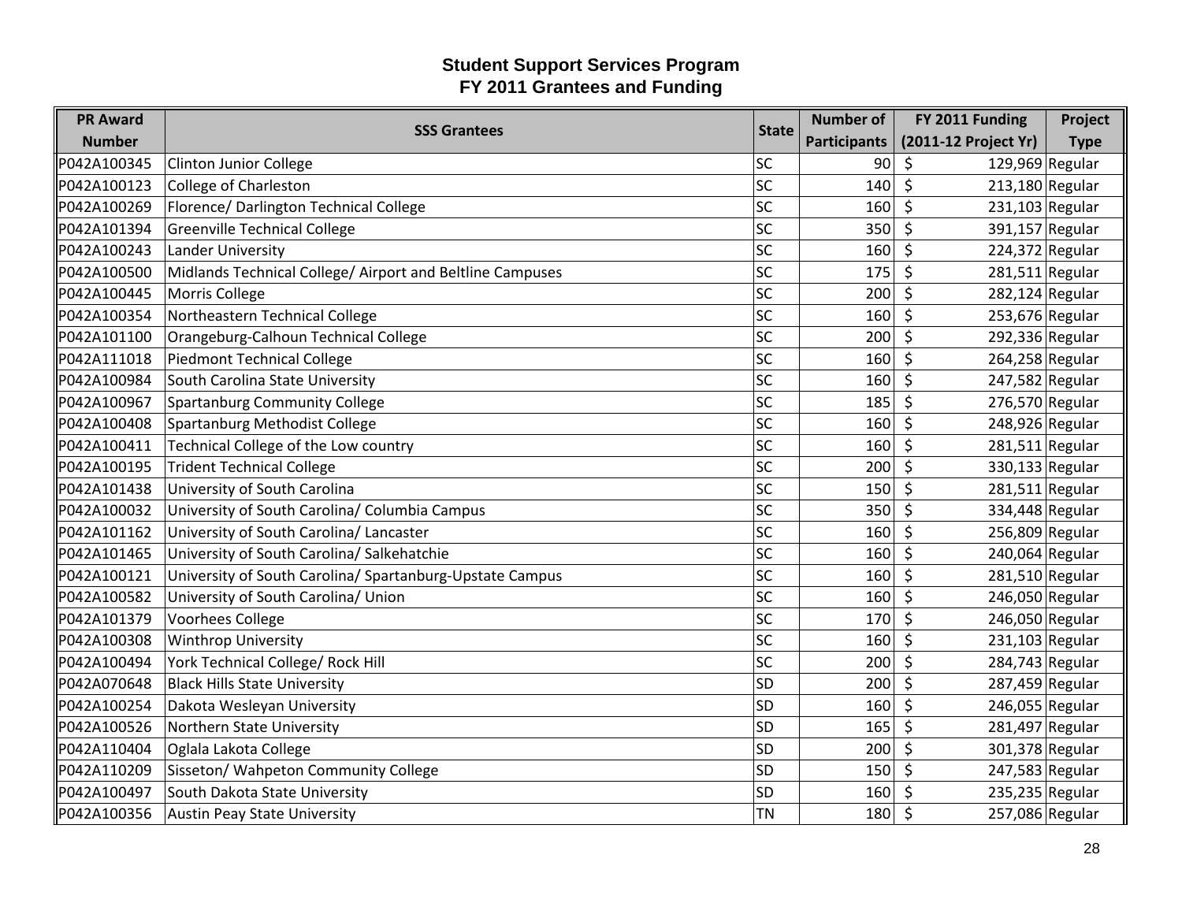# Student Support Services Program
## FY 2011 Grantees and Funding

| PR Award Number | SSS Grantees | State | Number of Participants | FY 2011 Funding (2011-12 Project Yr) | Project Type |
|---|---|---|---|---|---|
| P042A100345 | Clinton Junior College | SC | 90 | $ 129,969 | Regular |
| P042A100123 | College of Charleston | SC | 140 | $ 213,180 | Regular |
| P042A100269 | Florence/ Darlington Technical College | SC | 160 | $ 231,103 | Regular |
| P042A101394 | Greenville Technical College | SC | 350 | $ 391,157 | Regular |
| P042A100243 | Lander University | SC | 160 | $ 224,372 | Regular |
| P042A100500 | Midlands Technical College/ Airport and Beltline Campuses | SC | 175 | $ 281,511 | Regular |
| P042A100445 | Morris College | SC | 200 | $ 282,124 | Regular |
| P042A100354 | Northeastern Technical College | SC | 160 | $ 253,676 | Regular |
| P042A101100 | Orangeburg-Calhoun Technical College | SC | 200 | $ 292,336 | Regular |
| P042A111018 | Piedmont Technical College | SC | 160 | $ 264,258 | Regular |
| P042A100984 | South Carolina State University | SC | 160 | $ 247,582 | Regular |
| P042A100967 | Spartanburg Community College | SC | 185 | $ 276,570 | Regular |
| P042A100408 | Spartanburg Methodist College | SC | 160 | $ 248,926 | Regular |
| P042A100411 | Technical College of the Low country | SC | 160 | $ 281,511 | Regular |
| P042A100195 | Trident Technical College | SC | 200 | $ 330,133 | Regular |
| P042A101438 | University of South Carolina | SC | 150 | $ 281,511 | Regular |
| P042A100032 | University of South Carolina/ Columbia Campus | SC | 350 | $ 334,448 | Regular |
| P042A101162 | University of South Carolina/ Lancaster | SC | 160 | $ 256,809 | Regular |
| P042A101465 | University of South Carolina/ Salkehatchie | SC | 160 | $ 240,064 | Regular |
| P042A100121 | University of South Carolina/ Spartanburg-Upstate Campus | SC | 160 | $ 281,510 | Regular |
| P042A100582 | University of South Carolina/ Union | SC | 160 | $ 246,050 | Regular |
| P042A101379 | Voorhees College | SC | 170 | $ 246,050 | Regular |
| P042A100308 | Winthrop University | SC | 160 | $ 231,103 | Regular |
| P042A100494 | York Technical College/ Rock Hill | SC | 200 | $ 284,743 | Regular |
| P042A070648 | Black Hills State University | SD | 200 | $ 287,459 | Regular |
| P042A100254 | Dakota Wesleyan University | SD | 160 | $ 246,055 | Regular |
| P042A100526 | Northern State University | SD | 165 | $ 281,497 | Regular |
| P042A110404 | Oglala Lakota College | SD | 200 | $ 301,378 | Regular |
| P042A110209 | Sisseton/ Wahpeton Community College | SD | 150 | $ 247,583 | Regular |
| P042A100497 | South Dakota State University | SD | 160 | $ 235,235 | Regular |
| P042A100356 | Austin Peay State University | TN | 180 | $ 257,086 | Regular |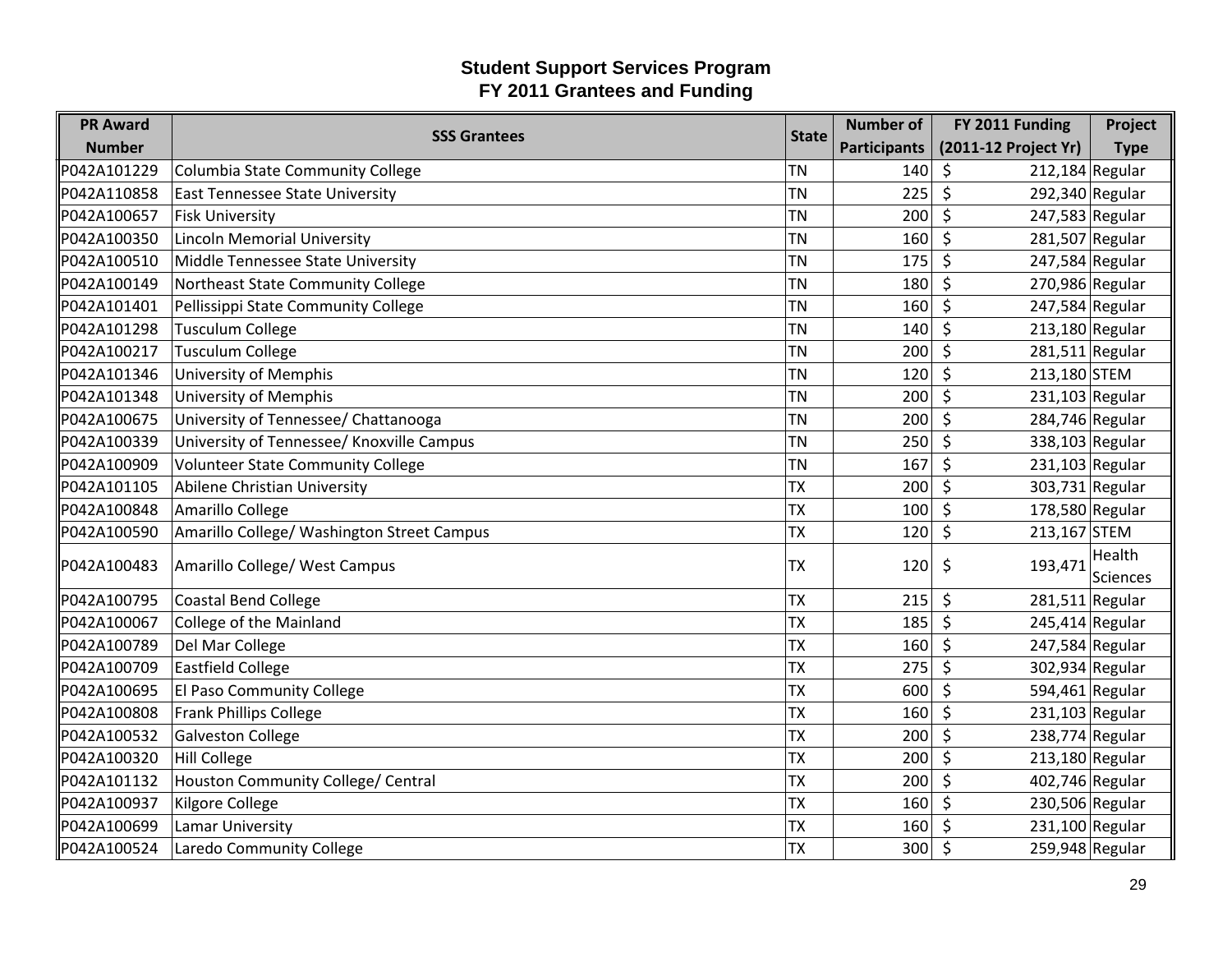# Student Support Services Program
## FY 2011 Grantees and Funding

| PR Award Number | SSS Grantees | State | Number of Participants | FY 2011 Funding (2011-12 Project Yr) | Project Type |
|---|---|---|---|---|---|
| P042A101229 | Columbia State Community College | TN | 140 | $ 212,184 | Regular |
| P042A110858 | East Tennessee State University | TN | 225 | $ 292,340 | Regular |
| P042A100657 | Fisk University | TN | 200 | $ 247,583 | Regular |
| P042A100350 | Lincoln Memorial University | TN | 160 | $ 281,507 | Regular |
| P042A100510 | Middle Tennessee State University | TN | 175 | $ 247,584 | Regular |
| P042A100149 | Northeast State Community College | TN | 180 | $ 270,986 | Regular |
| P042A101401 | Pellissippi State Community College | TN | 160 | $ 247,584 | Regular |
| P042A101298 | Tusculum College | TN | 140 | $ 213,180 | Regular |
| P042A100217 | Tusculum College | TN | 200 | $ 281,511 | Regular |
| P042A101346 | University of Memphis | TN | 120 | $ 213,180 | STEM |
| P042A101348 | University of Memphis | TN | 200 | $ 231,103 | Regular |
| P042A100675 | University of Tennessee/ Chattanooga | TN | 200 | $ 284,746 | Regular |
| P042A100339 | University of Tennessee/ Knoxville Campus | TN | 250 | $ 338,103 | Regular |
| P042A100909 | Volunteer State Community College | TN | 167 | $ 231,103 | Regular |
| P042A101105 | Abilene Christian University | TX | 200 | $ 303,731 | Regular |
| P042A100848 | Amarillo College | TX | 100 | $ 178,580 | Regular |
| P042A100590 | Amarillo College/ Washington Street Campus | TX | 120 | $ 213,167 | STEM |
| P042A100483 | Amarillo College/ West Campus | TX | 120 | $ 193,471 | Health Sciences |
| P042A100795 | Coastal Bend College | TX | 215 | $ 281,511 | Regular |
| P042A100067 | College of the Mainland | TX | 185 | $ 245,414 | Regular |
| P042A100789 | Del Mar College | TX | 160 | $ 247,584 | Regular |
| P042A100709 | Eastfield College | TX | 275 | $ 302,934 | Regular |
| P042A100695 | El Paso Community College | TX | 600 | $ 594,461 | Regular |
| P042A100808 | Frank Phillips College | TX | 160 | $ 231,103 | Regular |
| P042A100532 | Galveston College | TX | 200 | $ 238,774 | Regular |
| P042A100320 | Hill College | TX | 200 | $ 213,180 | Regular |
| P042A101132 | Houston Community College/ Central | TX | 200 | $ 402,746 | Regular |
| P042A100937 | Kilgore College | TX | 160 | $ 230,506 | Regular |
| P042A100699 | Lamar University | TX | 160 | $ 231,100 | Regular |
| P042A100524 | Laredo Community College | TX | 300 | $ 259,948 | Regular |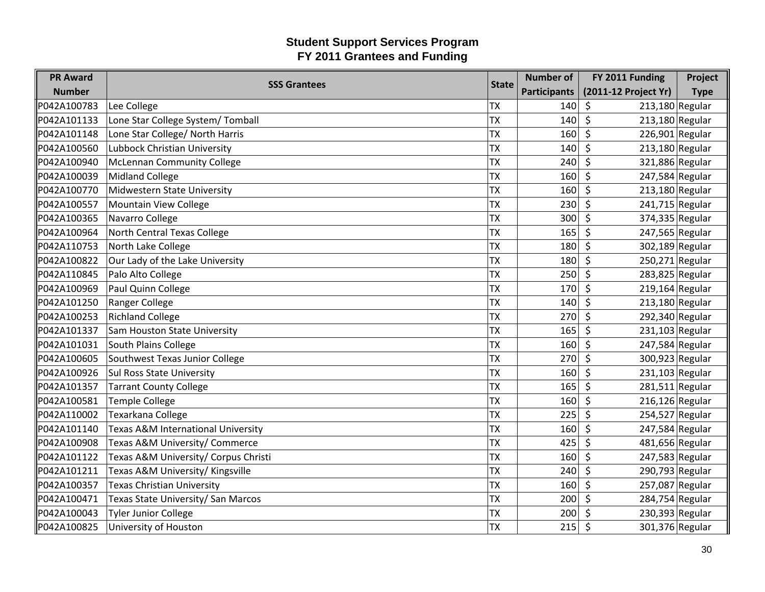# Student Support Services Program
## FY 2011 Grantees and Funding

| PR Award Number | SSS Grantees | State | Number of Participants | FY 2011 Funding (2011-12 Project Yr) | Project Type |
|---|---|---|---|---|---|
| P042A100783 | Lee College | TX | 140 | $ 213,180 | Regular |
| P042A101133 | Lone Star College System/ Tomball | TX | 140 | $ 213,180 | Regular |
| P042A101148 | Lone Star College/ North Harris | TX | 160 | $ 226,901 | Regular |
| P042A100560 | Lubbock Christian University | TX | 140 | $ 213,180 | Regular |
| P042A100940 | McLennan Community College | TX | 240 | $ 321,886 | Regular |
| P042A100039 | Midland College | TX | 160 | $ 247,584 | Regular |
| P042A100770 | Midwestern State University | TX | 160 | $ 213,180 | Regular |
| P042A100557 | Mountain View College | TX | 230 | $ 241,715 | Regular |
| P042A100365 | Navarro College | TX | 300 | $ 374,335 | Regular |
| P042A100964 | North Central Texas College | TX | 165 | $ 247,565 | Regular |
| P042A110753 | North Lake College | TX | 180 | $ 302,189 | Regular |
| P042A100822 | Our Lady of the Lake University | TX | 180 | $ 250,271 | Regular |
| P042A110845 | Palo Alto College | TX | 250 | $ 283,825 | Regular |
| P042A100969 | Paul Quinn College | TX | 170 | $ 219,164 | Regular |
| P042A101250 | Ranger College | TX | 140 | $ 213,180 | Regular |
| P042A100253 | Richland College | TX | 270 | $ 292,340 | Regular |
| P042A101337 | Sam Houston State University | TX | 165 | $ 231,103 | Regular |
| P042A101031 | South Plains College | TX | 160 | $ 247,584 | Regular |
| P042A100605 | Southwest Texas Junior College | TX | 270 | $ 300,923 | Regular |
| P042A100926 | Sul Ross State University | TX | 160 | $ 231,103 | Regular |
| P042A101357 | Tarrant County College | TX | 165 | $ 281,511 | Regular |
| P042A100581 | Temple College | TX | 160 | $ 216,126 | Regular |
| P042A110002 | Texarkana College | TX | 225 | $ 254,527 | Regular |
| P042A101140 | Texas A&M International University | TX | 160 | $ 247,584 | Regular |
| P042A100908 | Texas A&M University/ Commerce | TX | 425 | $ 481,656 | Regular |
| P042A101122 | Texas A&M University/ Corpus Christi | TX | 160 | $ 247,583 | Regular |
| P042A101211 | Texas A&M University/ Kingsville | TX | 240 | $ 290,793 | Regular |
| P042A100357 | Texas Christian University | TX | 160 | $ 257,087 | Regular |
| P042A100471 | Texas State University/ San Marcos | TX | 200 | $ 284,754 | Regular |
| P042A100043 | Tyler Junior College | TX | 200 | $ 230,393 | Regular |
| P042A100825 | University of Houston | TX | 215 | $ 301,376 | Regular |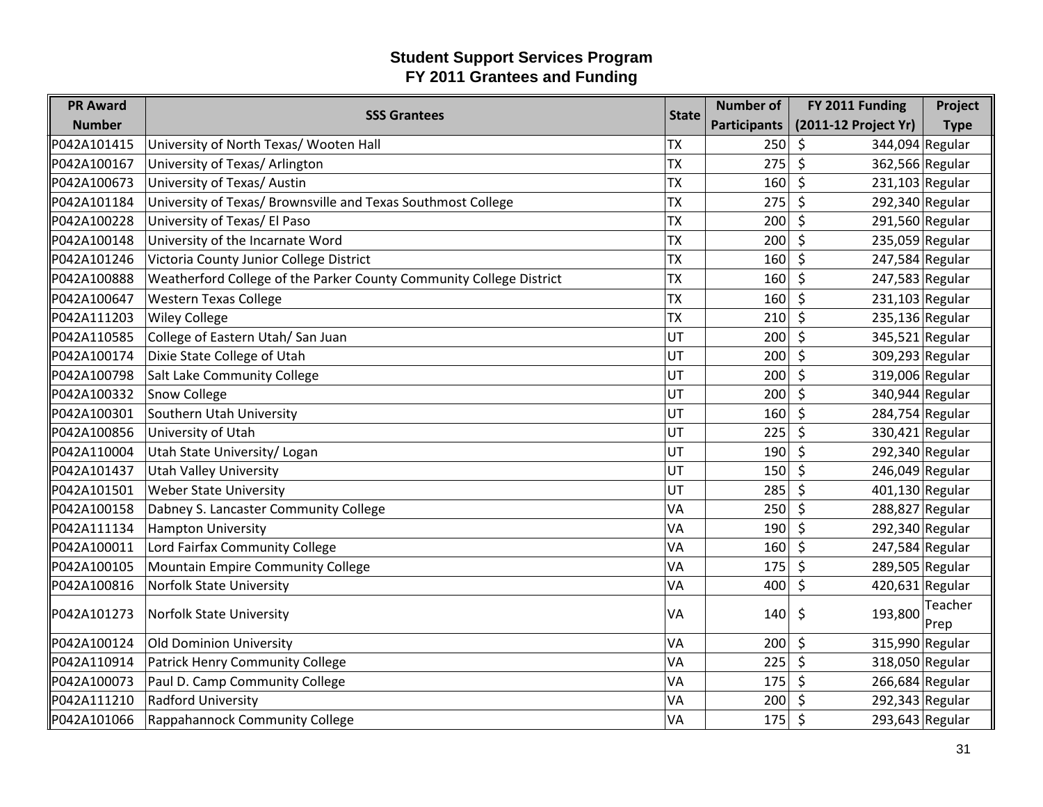# Student Support Services Program
## FY 2011 Grantees and Funding

| PR Award Number | SSS Grantees | State | Number of Participants | FY 2011 Funding (2011-12 Project Yr) | Project Type |
|---|---|---|---|---|---|
| P042A101415 | University of North Texas/ Wooten Hall | TX | 250 | $ 344,094 | Regular |
| P042A100167 | University of Texas/ Arlington | TX | 275 | $ 362,566 | Regular |
| P042A100673 | University of Texas/ Austin | TX | 160 | $ 231,103 | Regular |
| P042A101184 | University of Texas/ Brownsville and Texas Southmost College | TX | 275 | $ 292,340 | Regular |
| P042A100228 | University of Texas/ El Paso | TX | 200 | $ 291,560 | Regular |
| P042A100148 | University of the Incarnate Word | TX | 200 | $ 235,059 | Regular |
| P042A101246 | Victoria County Junior College District | TX | 160 | $ 247,584 | Regular |
| P042A100888 | Weatherford College of the Parker County Community College District | TX | 160 | $ 247,583 | Regular |
| P042A100647 | Western Texas College | TX | 160 | $ 231,103 | Regular |
| P042A111203 | Wiley College | TX | 210 | $ 235,136 | Regular |
| P042A110585 | College of Eastern Utah/ San Juan | UT | 200 | $ 345,521 | Regular |
| P042A100174 | Dixie State College of Utah | UT | 200 | $ 309,293 | Regular |
| P042A100798 | Salt Lake Community College | UT | 200 | $ 319,006 | Regular |
| P042A100332 | Snow College | UT | 200 | $ 340,944 | Regular |
| P042A100301 | Southern Utah University | UT | 160 | $ 284,754 | Regular |
| P042A100856 | University of Utah | UT | 225 | $ 330,421 | Regular |
| P042A110004 | Utah State University/ Logan | UT | 190 | $ 292,340 | Regular |
| P042A101437 | Utah Valley University | UT | 150 | $ 246,049 | Regular |
| P042A101501 | Weber State University | UT | 285 | $ 401,130 | Regular |
| P042A100158 | Dabney S. Lancaster Community College | VA | 250 | $ 288,827 | Regular |
| P042A111134 | Hampton University | VA | 190 | $ 292,340 | Regular |
| P042A100011 | Lord Fairfax Community College | VA | 160 | $ 247,584 | Regular |
| P042A100105 | Mountain Empire Community College | VA | 175 | $ 289,505 | Regular |
| P042A100816 | Norfolk State University | VA | 400 | $ 420,631 | Regular |
| P042A101273 | Norfolk State University | VA | 140 | $ 193,800 | Teacher Prep |
| P042A100124 | Old Dominion University | VA | 200 | $ 315,990 | Regular |
| P042A110914 | Patrick Henry Community College | VA | 225 | $ 318,050 | Regular |
| P042A100073 | Paul D. Camp Community College | VA | 175 | $ 266,684 | Regular |
| P042A111210 | Radford University | VA | 200 | $ 292,343 | Regular |
| P042A101066 | Rappahannock Community College | VA | 175 | $ 293,643 | Regular |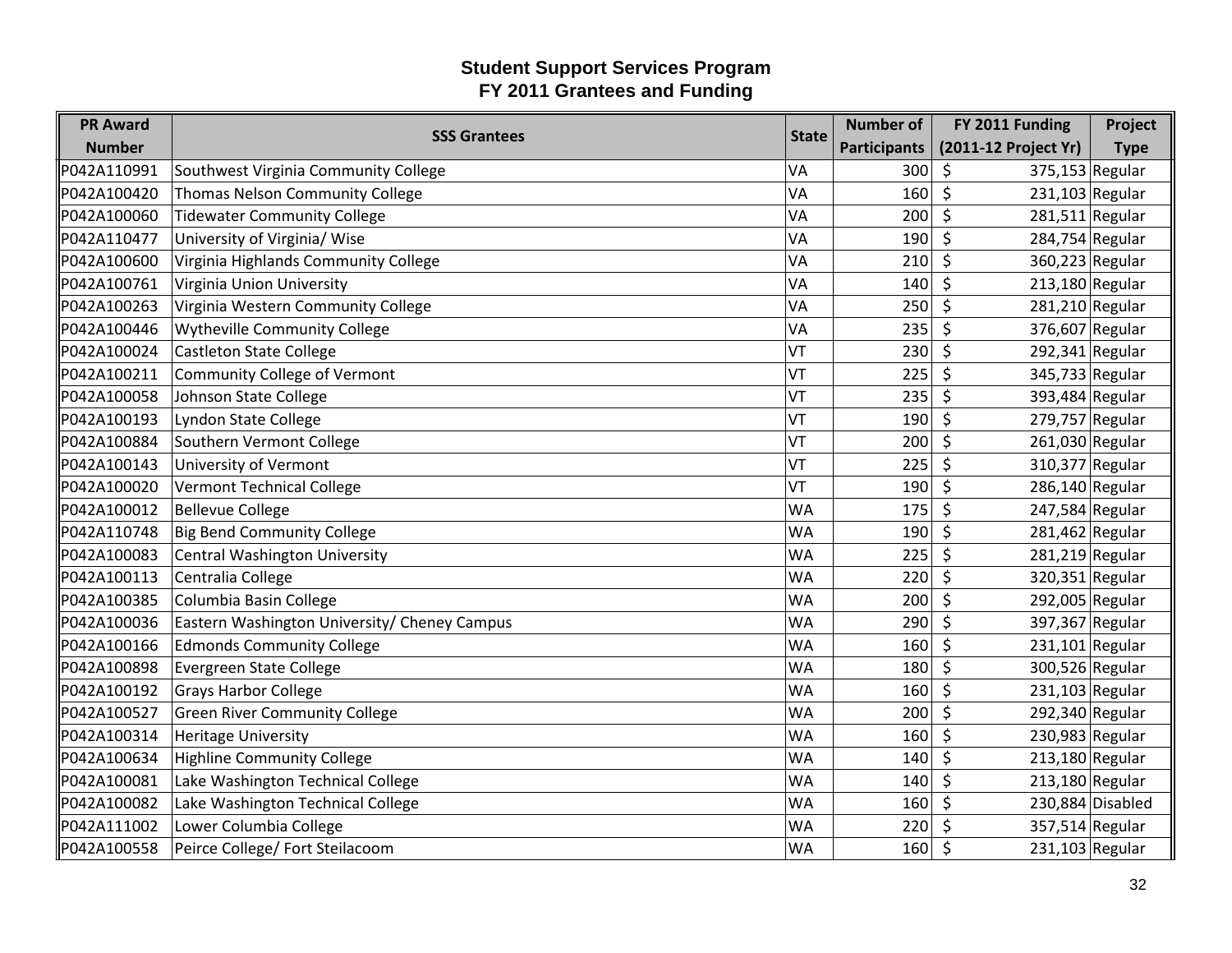# Student Support Services Program
## FY 2011 Grantees and Funding

| PR Award Number | SSS Grantees | State | Number of Participants | FY 2011 Funding (2011-12 Project Yr) | Project Type |
|---|---|---|---|---|---|
| P042A110991 | Southwest Virginia Community College | VA | 300 | $ 375,153 | Regular |
| P042A100420 | Thomas Nelson Community College | VA | 160 | $ 231,103 | Regular |
| P042A100060 | Tidewater Community College | VA | 200 | $ 281,511 | Regular |
| P042A110477 | University of Virginia/ Wise | VA | 190 | $ 284,754 | Regular |
| P042A100600 | Virginia Highlands Community College | VA | 210 | $ 360,223 | Regular |
| P042A100761 | Virginia Union University | VA | 140 | $ 213,180 | Regular |
| P042A100263 | Virginia Western Community College | VA | 250 | $ 281,210 | Regular |
| P042A100446 | Wytheville Community College | VA | 235 | $ 376,607 | Regular |
| P042A100024 | Castleton State College | VT | 230 | $ 292,341 | Regular |
| P042A100211 | Community College of Vermont | VT | 225 | $ 345,733 | Regular |
| P042A100058 | Johnson State College | VT | 235 | $ 393,484 | Regular |
| P042A100193 | Lyndon State College | VT | 190 | $ 279,757 | Regular |
| P042A100884 | Southern Vermont College | VT | 200 | $ 261,030 | Regular |
| P042A100143 | University of Vermont | VT | 225 | $ 310,377 | Regular |
| P042A100020 | Vermont Technical College | VT | 190 | $ 286,140 | Regular |
| P042A100012 | Bellevue College | WA | 175 | $ 247,584 | Regular |
| P042A110748 | Big Bend Community College | WA | 190 | $ 281,462 | Regular |
| P042A100083 | Central Washington University | WA | 225 | $ 281,219 | Regular |
| P042A100113 | Centralia College | WA | 220 | $ 320,351 | Regular |
| P042A100385 | Columbia Basin College | WA | 200 | $ 292,005 | Regular |
| P042A100036 | Eastern Washington University/ Cheney Campus | WA | 290 | $ 397,367 | Regular |
| P042A100166 | Edmonds Community College | WA | 160 | $ 231,101 | Regular |
| P042A100898 | Evergreen State College | WA | 180 | $ 300,526 | Regular |
| P042A100192 | Grays Harbor College | WA | 160 | $ 231,103 | Regular |
| P042A100527 | Green River Community College | WA | 200 | $ 292,340 | Regular |
| P042A100314 | Heritage University | WA | 160 | $ 230,983 | Regular |
| P042A100634 | Highline Community College | WA | 140 | $ 213,180 | Regular |
| P042A100081 | Lake Washington Technical College | WA | 140 | $ 213,180 | Regular |
| P042A100082 | Lake Washington Technical College | WA | 160 | $ 230,884 | Disabled |
| P042A111002 | Lower Columbia College | WA | 220 | $ 357,514 | Regular |
| P042A100558 | Peirce College/ Fort Steilacoom | WA | 160 | $ 231,103 | Regular |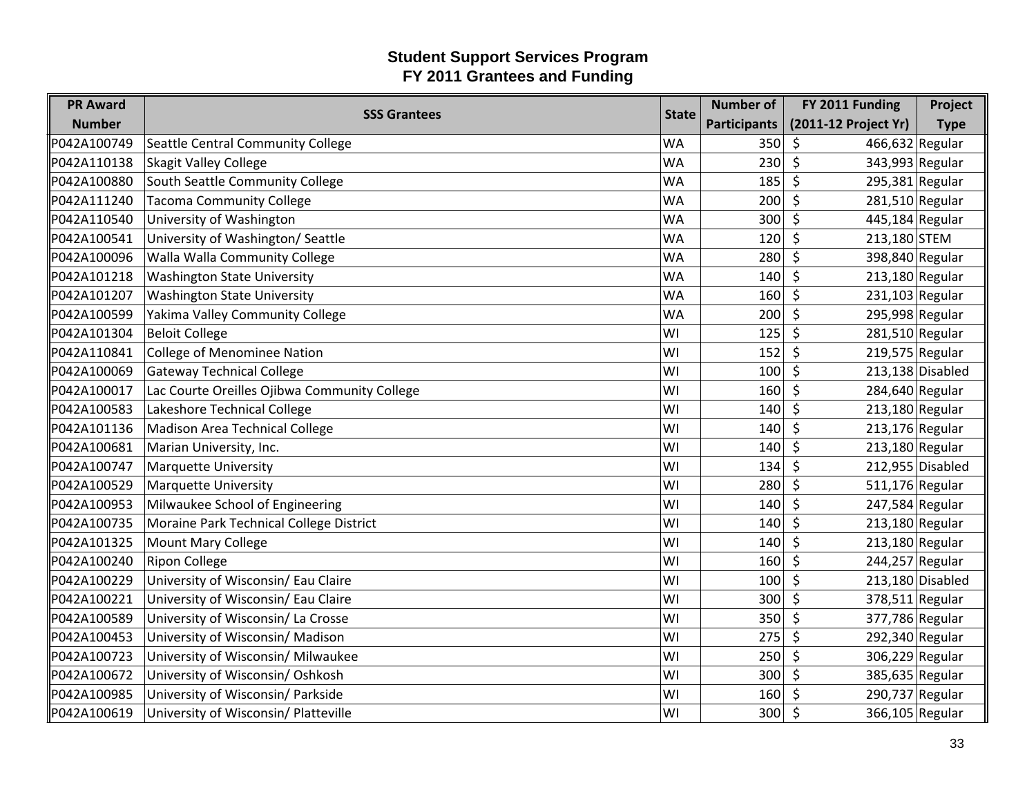# Student Support Services Program
## FY 2011 Grantees and Funding

| PR Award Number | SSS Grantees | State | Number of Participants | FY 2011 Funding (2011-12 Project Yr) | Project Type |
|---|---|---|---|---|---|
| P042A100749 | Seattle Central Community College | WA | 350 | $ 466,632 | Regular |
| P042A110138 | Skagit Valley College | WA | 230 | $ 343,993 | Regular |
| P042A100880 | South Seattle Community College | WA | 185 | $ 295,381 | Regular |
| P042A111240 | Tacoma Community College | WA | 200 | $ 281,510 | Regular |
| P042A110540 | University of Washington | WA | 300 | $ 445,184 | Regular |
| P042A100541 | University of Washington/ Seattle | WA | 120 | $ 213,180 | STEM |
| P042A100096 | Walla Walla Community College | WA | 280 | $ 398,840 | Regular |
| P042A101218 | Washington State University | WA | 140 | $ 213,180 | Regular |
| P042A101207 | Washington State University | WA | 160 | $ 231,103 | Regular |
| P042A100599 | Yakima Valley Community College | WA | 200 | $ 295,998 | Regular |
| P042A101304 | Beloit College | WI | 125 | $ 281,510 | Regular |
| P042A110841 | College of Menominee Nation | WI | 152 | $ 219,575 | Regular |
| P042A100069 | Gateway Technical College | WI | 100 | $ 213,138 | Disabled |
| P042A100017 | Lac Courte Oreilles Ojibwa Community College | WI | 160 | $ 284,640 | Regular |
| P042A100583 | Lakeshore Technical College | WI | 140 | $ 213,180 | Regular |
| P042A101136 | Madison Area Technical College | WI | 140 | $ 213,176 | Regular |
| P042A100681 | Marian University, Inc. | WI | 140 | $ 213,180 | Regular |
| P042A100747 | Marquette University | WI | 134 | $ 212,955 | Disabled |
| P042A100529 | Marquette University | WI | 280 | $ 511,176 | Regular |
| P042A100953 | Milwaukee School of Engineering | WI | 140 | $ 247,584 | Regular |
| P042A100735 | Moraine Park Technical College District | WI | 140 | $ 213,180 | Regular |
| P042A101325 | Mount Mary College | WI | 140 | $ 213,180 | Regular |
| P042A100240 | Ripon College | WI | 160 | $ 244,257 | Regular |
| P042A100229 | University of Wisconsin/ Eau Claire | WI | 100 | $ 213,180 | Disabled |
| P042A100221 | University of Wisconsin/ Eau Claire | WI | 300 | $ 378,511 | Regular |
| P042A100589 | University of Wisconsin/ La Crosse | WI | 350 | $ 377,786 | Regular |
| P042A100453 | University of Wisconsin/ Madison | WI | 275 | $ 292,340 | Regular |
| P042A100723 | University of Wisconsin/ Milwaukee | WI | 250 | $ 306,229 | Regular |
| P042A100672 | University of Wisconsin/ Oshkosh | WI | 300 | $ 385,635 | Regular |
| P042A100985 | University of Wisconsin/ Parkside | WI | 160 | $ 290,737 | Regular |
| P042A100619 | University of Wisconsin/ Platteville | WI | 300 | $ 366,105 | Regular |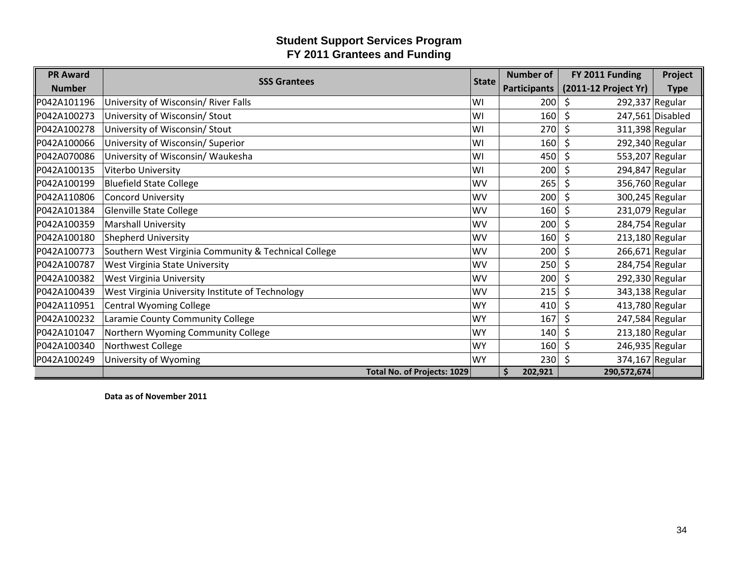# Student Support Services Program
## FY 2011 Grantees and Funding

| PR Award Number | SSS Grantees | State | Number of Participants | FY 2011 Funding (2011-12 Project Yr) | Project Type |
|---|---|---|---|---|---|
| P042A101196 | University of Wisconsin/ River Falls | WI | 200 | $ 292,337 | Regular |
| P042A100273 | University of Wisconsin/ Stout | WI | 160 | $ 247,561 | Disabled |
| P042A100278 | University of Wisconsin/ Stout | WI | 270 | $ 311,398 | Regular |
| P042A100066 | University of Wisconsin/ Superior | WI | 160 | $ 292,340 | Regular |
| P042A070086 | University of Wisconsin/ Waukesha | WI | 450 | $ 553,207 | Regular |
| P042A100135 | Viterbo University | WI | 200 | $ 294,847 | Regular |
| P042A100199 | Bluefield State College | WV | 265 | $ 356,760 | Regular |
| P042A110806 | Concord University | WV | 200 | $ 300,245 | Regular |
| P042A101384 | Glenville State College | WV | 160 | $ 231,079 | Regular |
| P042A100359 | Marshall University | WV | 200 | $ 284,754 | Regular |
| P042A100180 | Shepherd University | WV | 160 | $ 213,180 | Regular |
| P042A100773 | Southern West Virginia Community & Technical College | WV | 200 | $ 266,671 | Regular |
| P042A100787 | West Virginia State University | WV | 250 | $ 284,754 | Regular |
| P042A100382 | West Virginia University | WV | 200 | $ 292,330 | Regular |
| P042A100439 | West Virginia University Institute of Technology | WV | 215 | $ 343,138 | Regular |
| P042A110951 | Central Wyoming College | WY | 410 | $ 413,780 | Regular |
| P042A100232 | Laramie County Community College | WY | 167 | $ 247,584 | Regular |
| P042A101047 | Northern Wyoming Community College | WY | 140 | $ 213,180 | Regular |
| P042A100340 | Northwest College | WY | 160 | $ 246,935 | Regular |
| P042A100249 | University of Wyoming | WY | 230 | $ 374,167 | Regular |
| | **Total No. of Projects: 1029** | | **$ 202,921** | **290,572,674** | |

**Data as of November 2011**